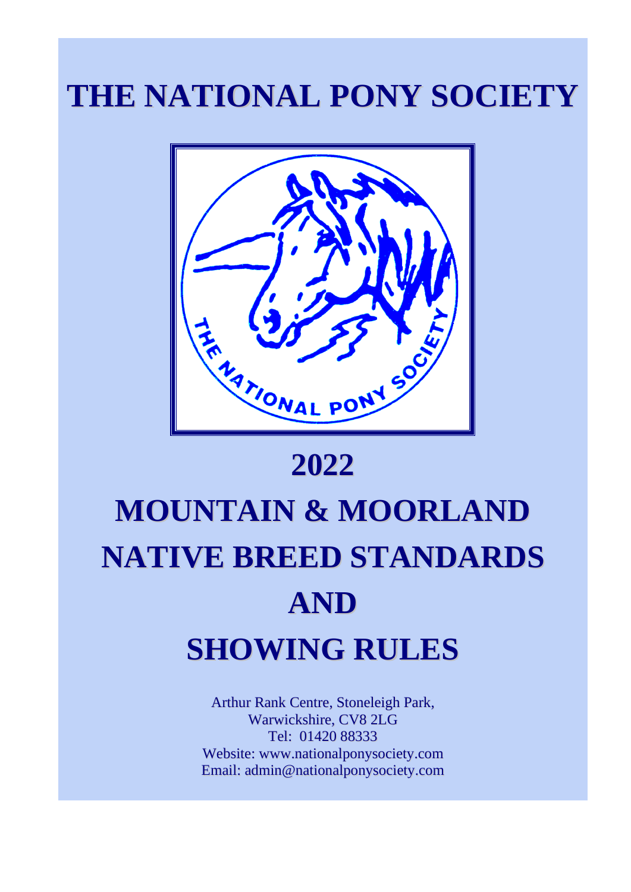# THE NATIONAL PONY SOCIETY

# 2022

# MOUNTAIN & MOORLAND NATIVE BREED STANDARDS AND SHOWING RULES

Arthur Rank Centre, Stoneleigh Park,
Warwickshire, CV8 2LG
Tel: 01420 88333
Website: www.nationalponysociety.com
Email: admin@nationalponysociety.com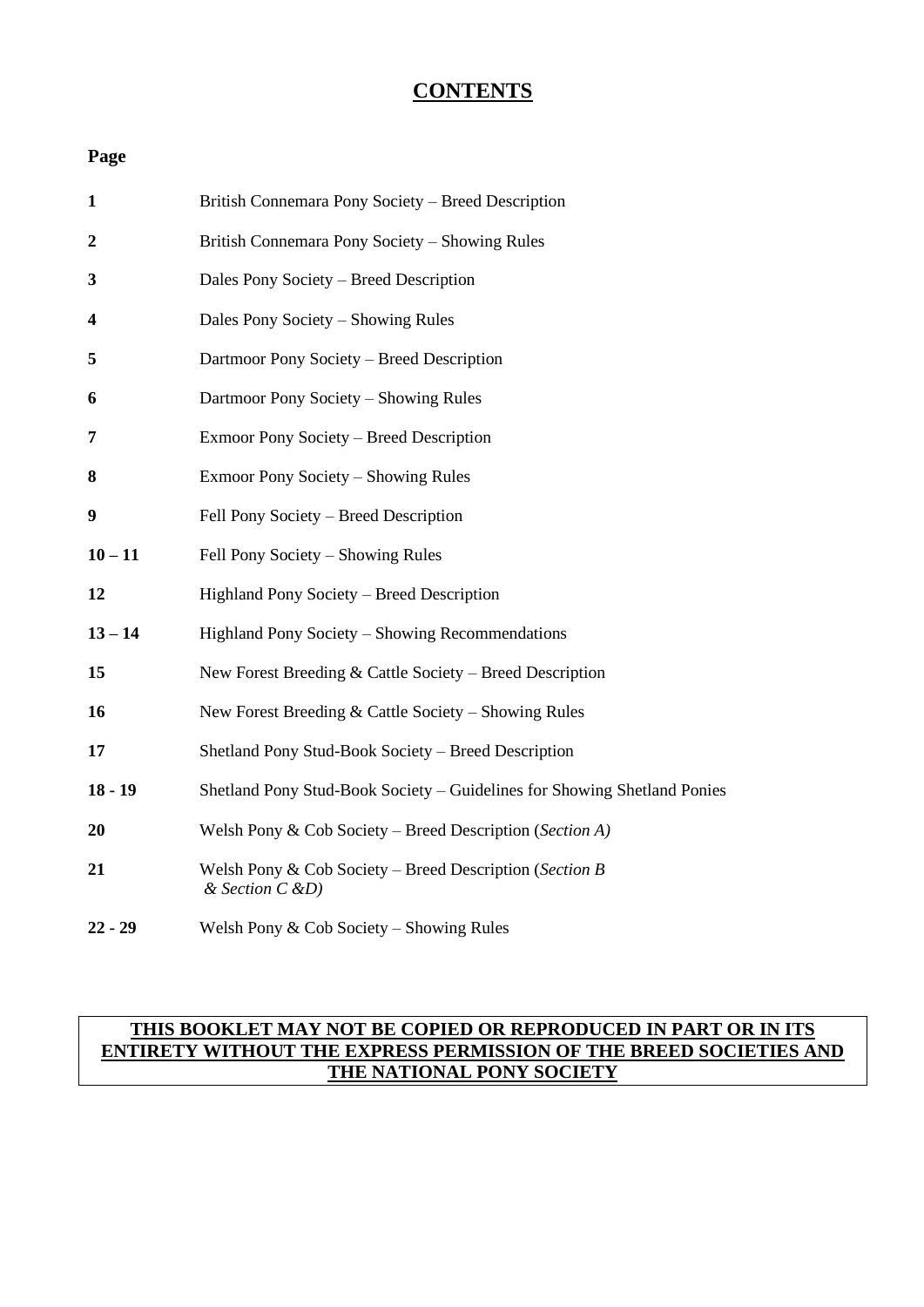# CONTENTS

| Page | |
|---|---|
| **1** | British Connemara Pony Society – Breed Description |
| **2** | British Connemara Pony Society – Showing Rules |
| **3** | Dales Pony Society – Breed Description |
| **4** | Dales Pony Society – Showing Rules |
| **5** | Dartmoor Pony Society – Breed Description |
| **6** | Dartmoor Pony Society – Showing Rules |
| **7** | Exmoor Pony Society – Breed Description |
| **8** | Exmoor Pony Society – Showing Rules |
| **9** | Fell Pony Society – Breed Description |
| **10 – 11** | Fell Pony Society – Showing Rules |
| **12** | Highland Pony Society – Breed Description |
| **13 – 14** | Highland Pony Society – Showing Recommendations |
| **15** | New Forest Breeding & Cattle Society – Breed Description |
| **16** | New Forest Breeding & Cattle Society – Showing Rules |
| **17** | Shetland Pony Stud-Book Society – Breed Description |
| **18 - 19** | Shetland Pony Stud-Book Society – Guidelines for Showing Shetland Ponies |
| **20** | Welsh Pony & Cob Society – Breed Description (*Section A)* |
| **21** | Welsh Pony & Cob Society – Breed Description (*Section B & Section C &D)* |
| **22 - 29** | Welsh Pony & Cob Society – Showing Rules |

**THIS BOOKLET MAY NOT BE COPIED OR REPRODUCED IN PART OR IN ITS ENTIRETY WITHOUT THE EXPRESS PERMISSION OF THE BREED SOCIETIES AND THE NATIONAL PONY SOCIETY**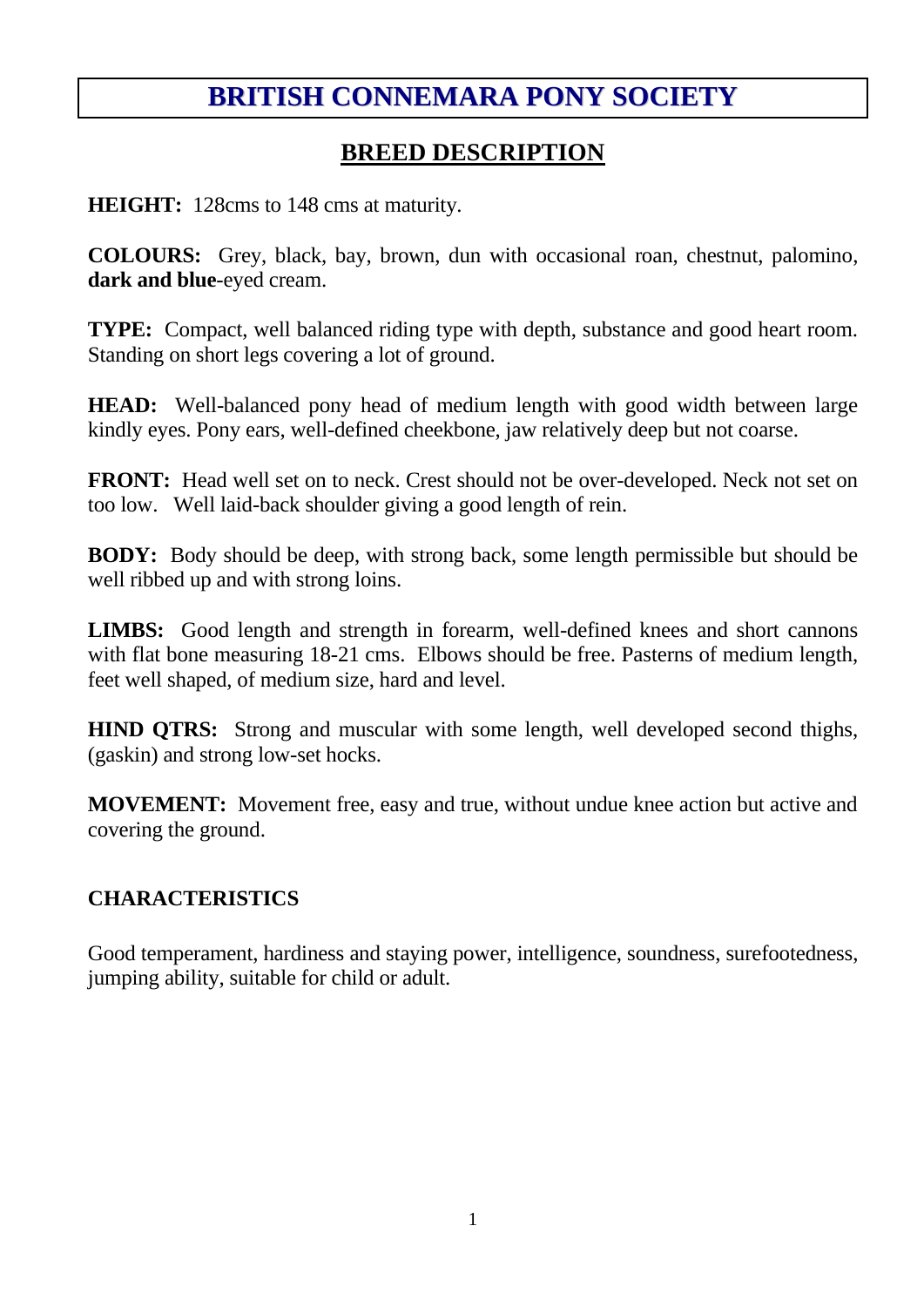# BRITISH CONNEMARA PONY SOCIETY

## BREED DESCRIPTION

**HEIGHT:** 128cms to 148 cms at maturity.

**COLOURS:** Grey, black, bay, brown, dun with occasional roan, chestnut, palomino, **dark and blue**-eyed cream.

**TYPE:** Compact, well balanced riding type with depth, substance and good heart room. Standing on short legs covering a lot of ground.

**HEAD:** Well-balanced pony head of medium length with good width between large kindly eyes. Pony ears, well-defined cheekbone, jaw relatively deep but not coarse.

**FRONT:** Head well set on to neck. Crest should not be over-developed. Neck not set on too low. Well laid-back shoulder giving a good length of rein.

**BODY:** Body should be deep, with strong back, some length permissible but should be well ribbed up and with strong loins.

**LIMBS:** Good length and strength in forearm, well-defined knees and short cannons with flat bone measuring 18-21 cms. Elbows should be free. Pasterns of medium length, feet well shaped, of medium size, hard and level.

**HIND QTRS:** Strong and muscular with some length, well developed second thighs, (gaskin) and strong low-set hocks.

**MOVEMENT:** Movement free, easy and true, without undue knee action but active and covering the ground.

**CHARACTERISTICS**

Good temperament, hardiness and staying power, intelligence, soundness, surefootedness, jumping ability, suitable for child or adult.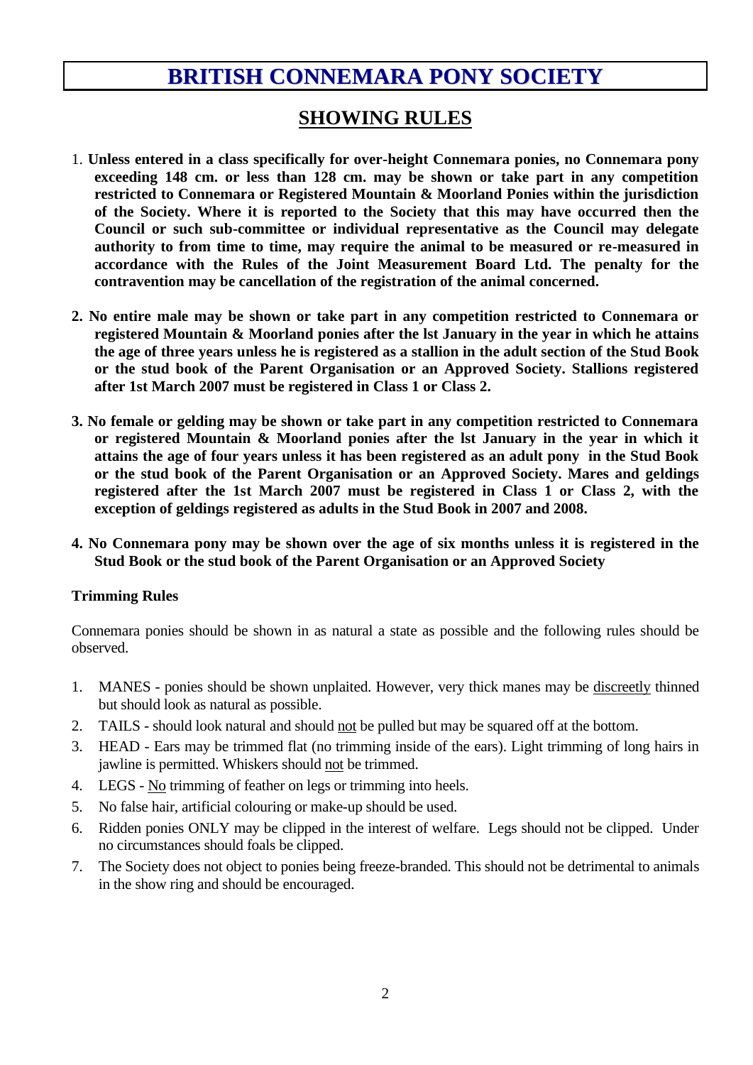# BRITISH CONNEMARA PONY SOCIETY

## SHOWING RULES

1. **Unless entered in a class specifically for over-height Connemara ponies, no Connemara pony exceeding 148 cm. or less than 128 cm. may be shown or take part in any competition restricted to Connemara or Registered Mountain & Moorland Ponies within the jurisdiction of the Society. Where it is reported to the Society that this may have occurred then the Council or such sub-committee or individual representative as the Council may delegate authority to from time to time, may require the animal to be measured or re-measured in accordance with the Rules of the Joint Measurement Board Ltd. The penalty for the contravention may be cancellation of the registration of the animal concerned.**

2. **No entire male may be shown or take part in any competition restricted to Connemara or registered Mountain & Moorland ponies after the lst January in the year in which he attains the age of three years unless he is registered as a stallion in the adult section of the Stud Book or the stud book of the Parent Organisation or an Approved Society. Stallions registered after 1st March 2007 must be registered in Class 1 or Class 2.**

3. **No female or gelding may be shown or take part in any competition restricted to Connemara or registered Mountain & Moorland ponies after the lst January in the year in which it attains the age of four years unless it has been registered as an adult pony in the Stud Book or the stud book of the Parent Organisation or an Approved Society. Mares and geldings registered after the 1st March 2007 must be registered in Class 1 or Class 2, with the exception of geldings registered as adults in the Stud Book in 2007 and 2008.**

4. **No Connemara pony may be shown over the age of six months unless it is registered in the Stud Book or the stud book of the Parent Organisation or an Approved Society**

**Trimming Rules**

Connemara ponies should be shown in as natural a state as possible and the following rules should be observed.

1. MANES - ponies should be shown unplaited. However, very thick manes may be discreetly thinned but should look as natural as possible.
2. TAILS - should look natural and should not be pulled but may be squared off at the bottom.
3. HEAD - Ears may be trimmed flat (no trimming inside of the ears). Light trimming of long hairs in jawline is permitted. Whiskers should not be trimmed.
4. LEGS - No trimming of feather on legs or trimming into heels.
5. No false hair, artificial colouring or make-up should be used.
6. Ridden ponies ONLY may be clipped in the interest of welfare. Legs should not be clipped. Under no circumstances should foals be clipped.
7. The Society does not object to ponies being freeze-branded. This should not be detrimental to animals in the show ring and should be encouraged.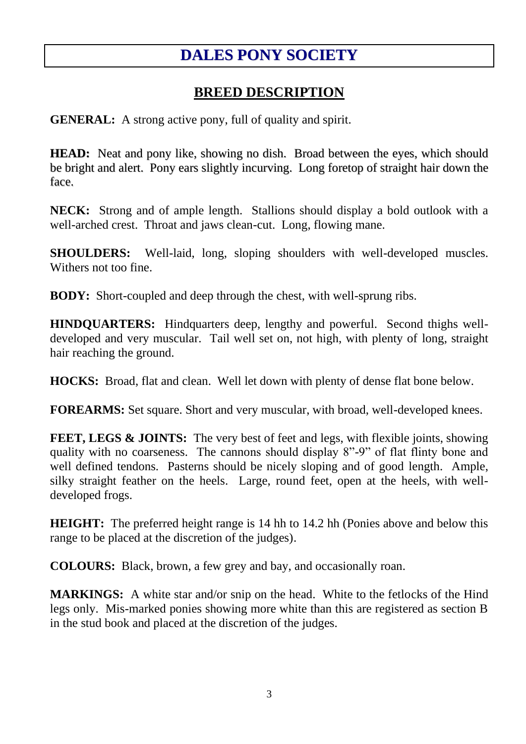# DALES PONY SOCIETY

## BREED DESCRIPTION

**GENERAL:** A strong active pony, full of quality and spirit.

**HEAD:** Neat and pony like, showing no dish. Broad between the eyes, which should be bright and alert. Pony ears slightly incurving. Long foretop of straight hair down the face.

**NECK:** Strong and of ample length. Stallions should display a bold outlook with a well-arched crest. Throat and jaws clean-cut. Long, flowing mane.

**SHOULDERS:** Well-laid, long, sloping shoulders with well-developed muscles. Withers not too fine.

**BODY:** Short-coupled and deep through the chest, with well-sprung ribs.

**HINDQUARTERS:** Hindquarters deep, lengthy and powerful. Second thighs well-developed and very muscular. Tail well set on, not high, with plenty of long, straight hair reaching the ground.

**HOCKS:** Broad, flat and clean. Well let down with plenty of dense flat bone below.

**FOREARMS:** Set square. Short and very muscular, with broad, well-developed knees.

**FEET, LEGS & JOINTS:** The very best of feet and legs, with flexible joints, showing quality with no coarseness. The cannons should display 8"-9" of flat flinty bone and well defined tendons. Pasterns should be nicely sloping and of good length. Ample, silky straight feather on the heels. Large, round feet, open at the heels, with well-developed frogs.

**HEIGHT:** The preferred height range is 14 hh to 14.2 hh (Ponies above and below this range to be placed at the discretion of the judges).

**COLOURS:** Black, brown, a few grey and bay, and occasionally roan.

**MARKINGS:** A white star and/or snip on the head. White to the fetlocks of the Hind legs only. Mis-marked ponies showing more white than this are registered as section B in the stud book and placed at the discretion of the judges.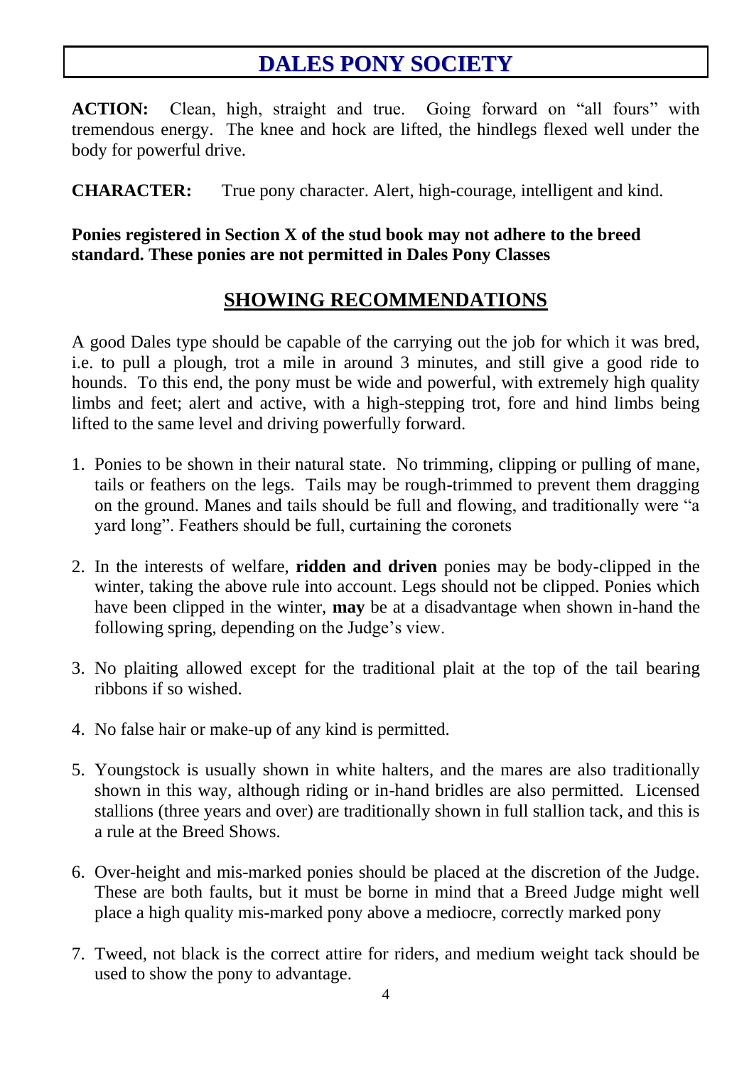# DALES PONY SOCIETY

**ACTION:** Clean, high, straight and true. Going forward on "all fours" with tremendous energy. The knee and hock are lifted, the hindlegs flexed well under the body for powerful drive.

**CHARACTER:** True pony character. Alert, high-courage, intelligent and kind.

**Ponies registered in Section X of the stud book may not adhere to the breed standard. These ponies are not permitted in Dales Pony Classes**

## SHOWING RECOMMENDATIONS

A good Dales type should be capable of the carrying out the job for which it was bred, i.e. to pull a plough, trot a mile in around 3 minutes, and still give a good ride to hounds. To this end, the pony must be wide and powerful, with extremely high quality limbs and feet; alert and active, with a high-stepping trot, fore and hind limbs being lifted to the same level and driving powerfully forward.

1. Ponies to be shown in their natural state. No trimming, clipping or pulling of mane, tails or feathers on the legs. Tails may be rough-trimmed to prevent them dragging on the ground. Manes and tails should be full and flowing, and traditionally were "a yard long". Feathers should be full, curtaining the coronets

2. In the interests of welfare, **ridden and driven** ponies may be body-clipped in the winter, taking the above rule into account. Legs should not be clipped. Ponies which have been clipped in the winter, **may** be at a disadvantage when shown in-hand the following spring, depending on the Judge's view.

3. No plaiting allowed except for the traditional plait at the top of the tail bearing ribbons if so wished.

4. No false hair or make-up of any kind is permitted.

5. Youngstock is usually shown in white halters, and the mares are also traditionally shown in this way, although riding or in-hand bridles are also permitted. Licensed stallions (three years and over) are traditionally shown in full stallion tack, and this is a rule at the Breed Shows.

6. Over-height and mis-marked ponies should be placed at the discretion of the Judge. These are both faults, but it must be borne in mind that a Breed Judge might well place a high quality mis-marked pony above a mediocre, correctly marked pony

7. Tweed, not black is the correct attire for riders, and medium weight tack should be used to show the pony to advantage.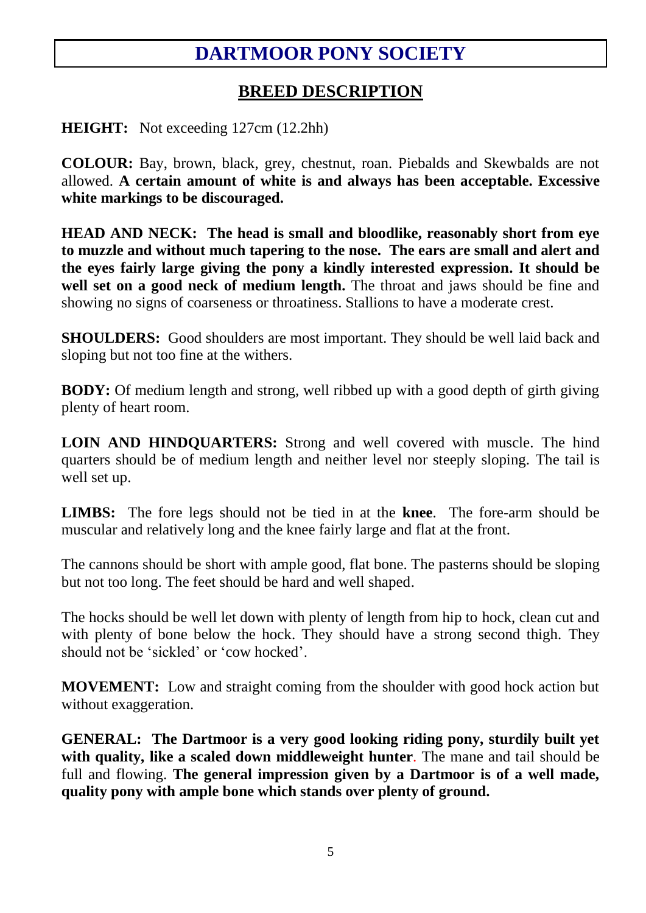# DARTMOOR PONY SOCIETY

## BREED DESCRIPTION

**HEIGHT:** Not exceeding 127cm (12.2hh)

**COLOUR:** Bay, brown, black, grey, chestnut, roan. Piebalds and Skewbalds are not allowed. **A certain amount of white is and always has been acceptable. Excessive white markings to be discouraged.**

**HEAD AND NECK: The head is small and bloodlike, reasonably short from eye to muzzle and without much tapering to the nose. The ears are small and alert and the eyes fairly large giving the pony a kindly interested expression. It should be well set on a good neck of medium length.** The throat and jaws should be fine and showing no signs of coarseness or throatiness. Stallions to have a moderate crest.

**SHOULDERS:** Good shoulders are most important. They should be well laid back and sloping but not too fine at the withers.

**BODY:** Of medium length and strong, well ribbed up with a good depth of girth giving plenty of heart room.

**LOIN AND HINDQUARTERS:** Strong and well covered with muscle. The hind quarters should be of medium length and neither level nor steeply sloping. The tail is well set up.

**LIMBS:** The fore legs should not be tied in at the **knee**. The fore-arm should be muscular and relatively long and the knee fairly large and flat at the front.

The cannons should be short with ample good, flat bone. The pasterns should be sloping but not too long. The feet should be hard and well shaped.

The hocks should be well let down with plenty of length from hip to hock, clean cut and with plenty of bone below the hock. They should have a strong second thigh. They should not be 'sickled' or 'cow hocked'.

**MOVEMENT:** Low and straight coming from the shoulder with good hock action but without exaggeration.

**GENERAL: The Dartmoor is a very good looking riding pony, sturdily built yet with quality, like a scaled down middleweight hunter**. The mane and tail should be full and flowing. **The general impression given by a Dartmoor is of a well made, quality pony with ample bone which stands over plenty of ground.**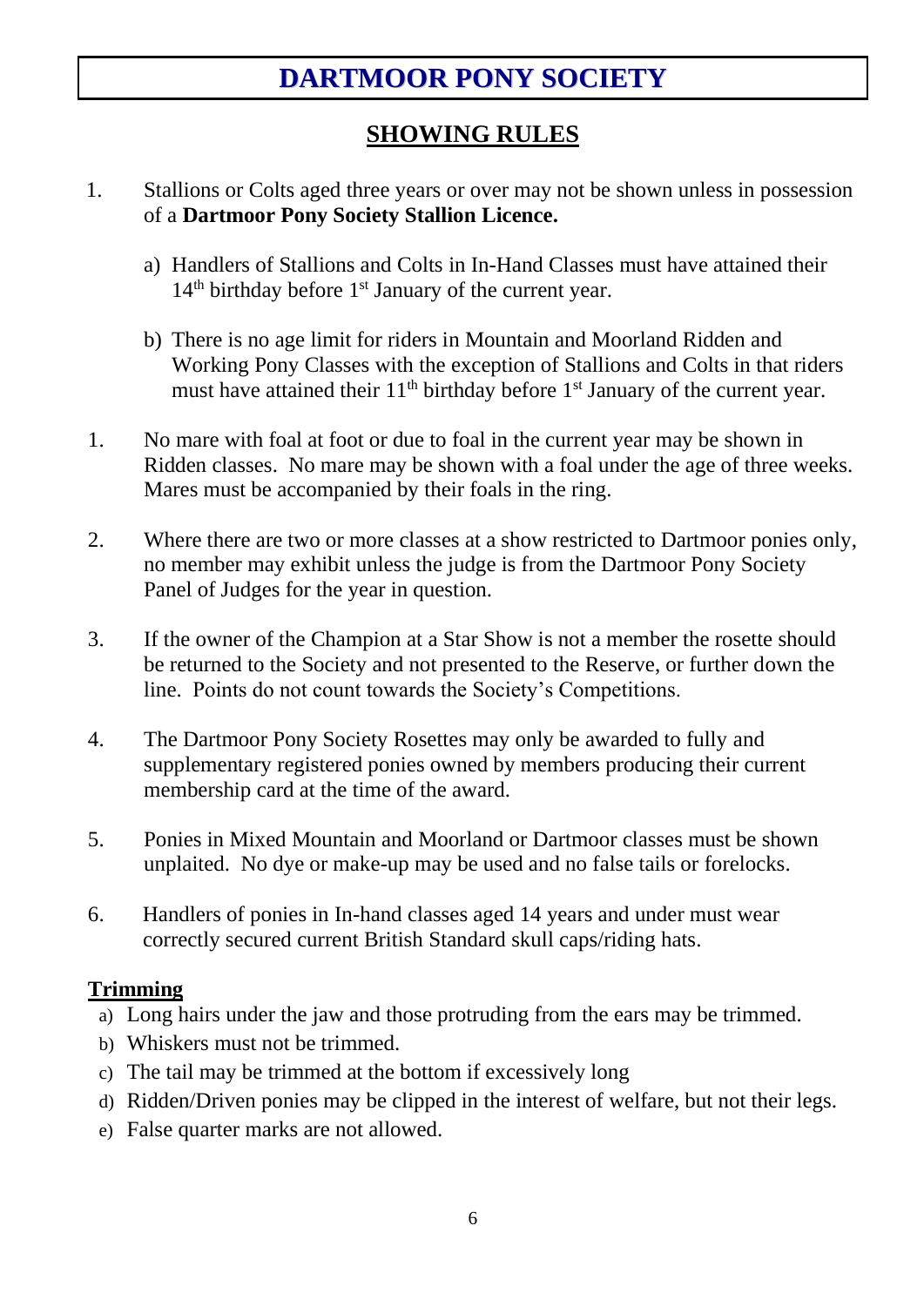# DARTMOOR PONY SOCIETY

## SHOWING RULES

1. Stallions or Colts aged three years or over may not be shown unless in possession of a **Dartmoor Pony Society Stallion Licence.**

   a) Handlers of Stallions and Colts in In-Hand Classes must have attained their 14th birthday before 1st January of the current year.

   b) There is no age limit for riders in Mountain and Moorland Ridden and Working Pony Classes with the exception of Stallions and Colts in that riders must have attained their 11th birthday before 1st January of the current year.

1. No mare with foal at foot or due to foal in the current year may be shown in Ridden classes. No mare may be shown with a foal under the age of three weeks. Mares must be accompanied by their foals in the ring.

2. Where there are two or more classes at a show restricted to Dartmoor ponies only, no member may exhibit unless the judge is from the Dartmoor Pony Society Panel of Judges for the year in question.

3. If the owner of the Champion at a Star Show is not a member the rosette should be returned to the Society and not presented to the Reserve, or further down the line. Points do not count towards the Society's Competitions.

4. The Dartmoor Pony Society Rosettes may only be awarded to fully and supplementary registered ponies owned by members producing their current membership card at the time of the award.

5. Ponies in Mixed Mountain and Moorland or Dartmoor classes must be shown unplaited. No dye or make-up may be used and no false tails or forelocks.

6. Handlers of ponies in In-hand classes aged 14 years and under must wear correctly secured current British Standard skull caps/riding hats.

**Trimming**

a) Long hairs under the jaw and those protruding from the ears may be trimmed.
b) Whiskers must not be trimmed.
c) The tail may be trimmed at the bottom if excessively long
d) Ridden/Driven ponies may be clipped in the interest of welfare, but not their legs.
e) False quarter marks are not allowed.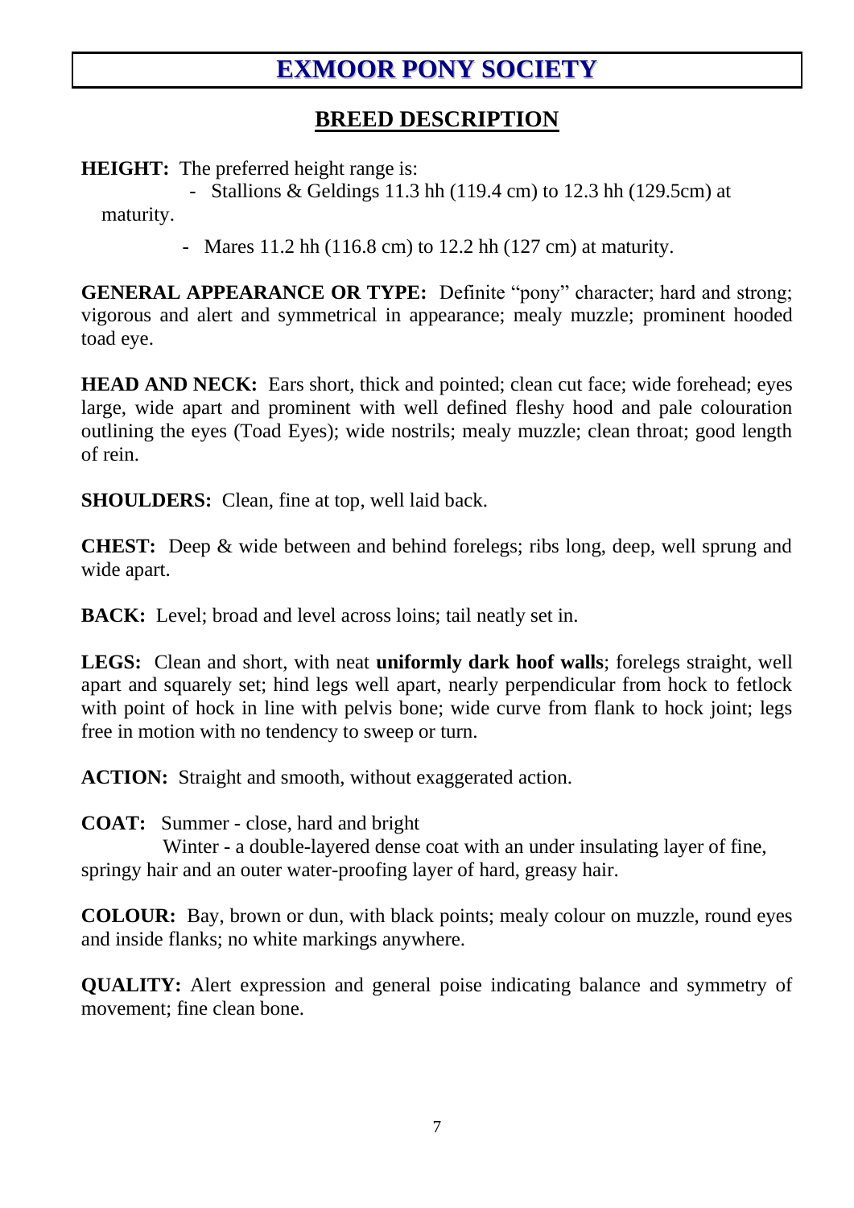# EXMOOR PONY SOCIETY

## BREED DESCRIPTION

**HEIGHT:** The preferred height range is:

- Stallions & Geldings 11.3 hh (119.4 cm) to 12.3 hh (129.5cm) at maturity.
- Mares 11.2 hh (116.8 cm) to 12.2 hh (127 cm) at maturity.

**GENERAL APPEARANCE OR TYPE:** Definite "pony" character; hard and strong; vigorous and alert and symmetrical in appearance; mealy muzzle; prominent hooded toad eye.

**HEAD AND NECK:** Ears short, thick and pointed; clean cut face; wide forehead; eyes large, wide apart and prominent with well defined fleshy hood and pale colouration outlining the eyes (Toad Eyes); wide nostrils; mealy muzzle; clean throat; good length of rein.

**SHOULDERS:** Clean, fine at top, well laid back.

**CHEST:** Deep & wide between and behind forelegs; ribs long, deep, well sprung and wide apart.

**BACK:** Level; broad and level across loins; tail neatly set in.

**LEGS:** Clean and short, with neat **uniformly dark hoof walls**; forelegs straight, well apart and squarely set; hind legs well apart, nearly perpendicular from hock to fetlock with point of hock in line with pelvis bone; wide curve from flank to hock joint; legs free in motion with no tendency to sweep or turn.

**ACTION:** Straight and smooth, without exaggerated action.

**COAT:** Summer - close, hard and bright

Winter - a double-layered dense coat with an under insulating layer of fine, springy hair and an outer water-proofing layer of hard, greasy hair.

**COLOUR:** Bay, brown or dun, with black points; mealy colour on muzzle, round eyes and inside flanks; no white markings anywhere.

**QUALITY:** Alert expression and general poise indicating balance and symmetry of movement; fine clean bone.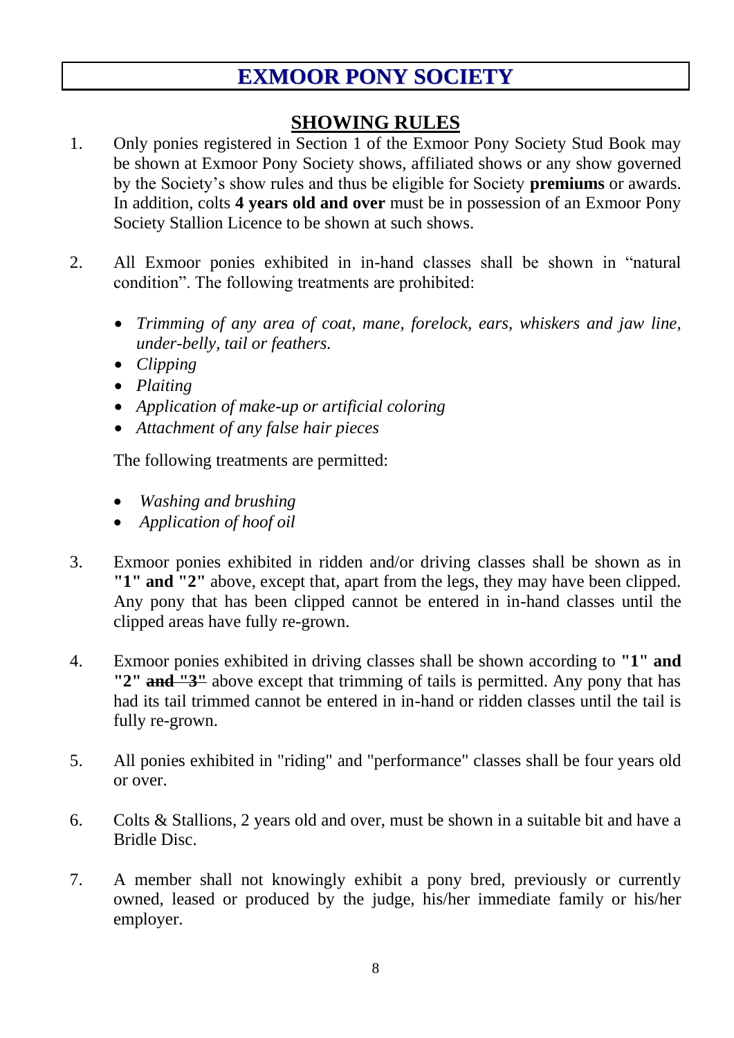# EXMOOR PONY SOCIETY

## SHOWING RULES

1. Only ponies registered in Section 1 of the Exmoor Pony Society Stud Book may be shown at Exmoor Pony Society shows, affiliated shows or any show governed by the Society's show rules and thus be eligible for Society **premiums** or awards. In addition, colts **4 years old and over** must be in possession of an Exmoor Pony Society Stallion Licence to be shown at such shows.

2. All Exmoor ponies exhibited in in-hand classes shall be shown in "natural condition". The following treatments are prohibited:

   - *Trimming of any area of coat, mane, forelock, ears, whiskers and jaw line, under-belly, tail or feathers.*
   - *Clipping*
   - *Plaiting*
   - *Application of make-up or artificial coloring*
   - *Attachment of any false hair pieces*

   The following treatments are permitted:

   - *Washing and brushing*
   - *Application of hoof oil*

3. Exmoor ponies exhibited in ridden and/or driving classes shall be shown as in **"1" and "2"** above, except that, apart from the legs, they may have been clipped. Any pony that has been clipped cannot be entered in in-hand classes until the clipped areas have fully re-grown.

4. Exmoor ponies exhibited in driving classes shall be shown according to **"1" and "2"** ~~**and "3"**~~ above except that trimming of tails is permitted. Any pony that has had its tail trimmed cannot be entered in in-hand or ridden classes until the tail is fully re-grown.

5. All ponies exhibited in "riding" and "performance" classes shall be four years old or over.

6. Colts & Stallions, 2 years old and over, must be shown in a suitable bit and have a Bridle Disc.

7. A member shall not knowingly exhibit a pony bred, previously or currently owned, leased or produced by the judge, his/her immediate family or his/her employer.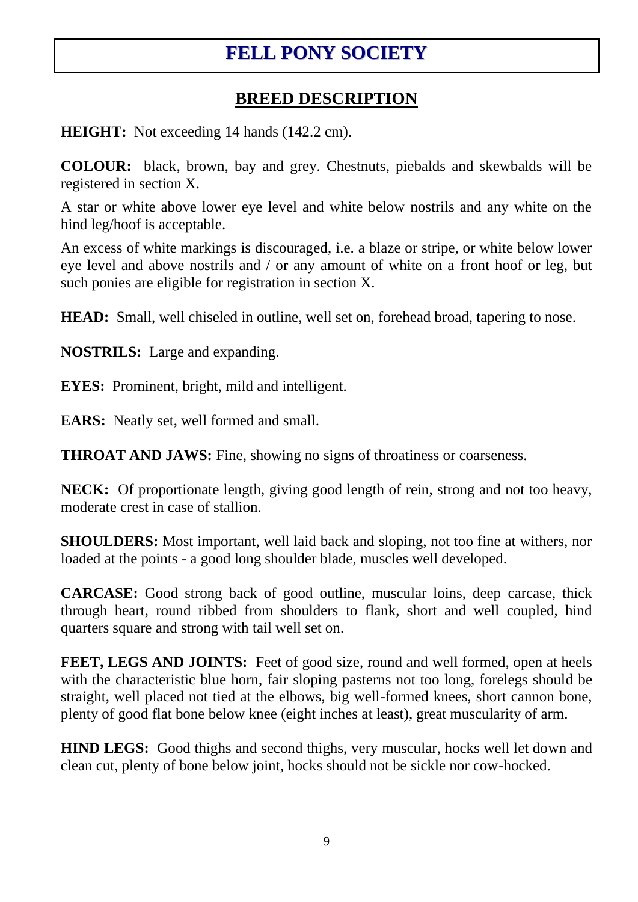# FELL PONY SOCIETY

## BREED DESCRIPTION

**HEIGHT:** Not exceeding 14 hands (142.2 cm).

**COLOUR:** black, brown, bay and grey. Chestnuts, piebalds and skewbalds will be registered in section X.

A star or white above lower eye level and white below nostrils and any white on the hind leg/hoof is acceptable.

An excess of white markings is discouraged, i.e. a blaze or stripe, or white below lower eye level and above nostrils and / or any amount of white on a front hoof or leg, but such ponies are eligible for registration in section X.

**HEAD:** Small, well chiseled in outline, well set on, forehead broad, tapering to nose.

**NOSTRILS:** Large and expanding.

**EYES:** Prominent, bright, mild and intelligent.

**EARS:** Neatly set, well formed and small.

**THROAT AND JAWS:** Fine, showing no signs of throatiness or coarseness.

**NECK:** Of proportionate length, giving good length of rein, strong and not too heavy, moderate crest in case of stallion.

**SHOULDERS:** Most important, well laid back and sloping, not too fine at withers, nor loaded at the points - a good long shoulder blade, muscles well developed.

**CARCASE:** Good strong back of good outline, muscular loins, deep carcase, thick through heart, round ribbed from shoulders to flank, short and well coupled, hind quarters square and strong with tail well set on.

**FEET, LEGS AND JOINTS:** Feet of good size, round and well formed, open at heels with the characteristic blue horn, fair sloping pasterns not too long, forelegs should be straight, well placed not tied at the elbows, big well-formed knees, short cannon bone, plenty of good flat bone below knee (eight inches at least), great muscularity of arm.

**HIND LEGS:** Good thighs and second thighs, very muscular, hocks well let down and clean cut, plenty of bone below joint, hocks should not be sickle nor cow-hocked.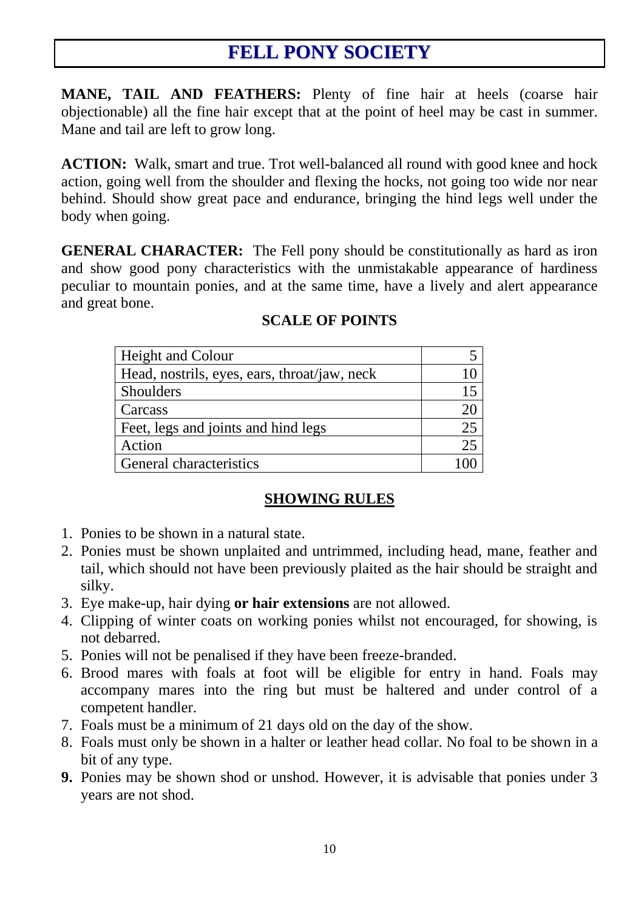# FELL PONY SOCIETY

**MANE, TAIL AND FEATHERS:** Plenty of fine hair at heels (coarse hair objectionable) all the fine hair except that at the point of heel may be cast in summer. Mane and tail are left to grow long.

**ACTION:** Walk, smart and true. Trot well-balanced all round with good knee and hock action, going well from the shoulder and flexing the hocks, not going too wide nor near behind. Should show great pace and endurance, bringing the hind legs well under the body when going.

**GENERAL CHARACTER:** The Fell pony should be constitutionally as hard as iron and show good pony characteristics with the unmistakable appearance of hardiness peculiar to mountain ponies, and at the same time, have a lively and alert appearance and great bone.

**SCALE OF POINTS**

| | |
|---|---|
| Height and Colour | 5 |
| Head, nostrils, eyes, ears, throat/jaw, neck | 10 |
| Shoulders | 15 |
| Carcass | 20 |
| Feet, legs and joints and hind legs | 25 |
| Action | 25 |
| General characteristics | 100 |

**SHOWING RULES**

1. Ponies to be shown in a natural state.
2. Ponies must be shown unplaited and untrimmed, including head, mane, feather and tail, which should not have been previously plaited as the hair should be straight and silky.
3. Eye make-up, hair dying **or hair extensions** are not allowed.
4. Clipping of winter coats on working ponies whilst not encouraged, for showing, is not debarred.
5. Ponies will not be penalised if they have been freeze-branded.
6. Brood mares with foals at foot will be eligible for entry in hand. Foals may accompany mares into the ring but must be haltered and under control of a competent handler.
7. Foals must be a minimum of 21 days old on the day of the show.
8. Foals must only be shown in a halter or leather head collar. No foal to be shown in a bit of any type.
9. Ponies may be shown shod or unshod. However, it is advisable that ponies under 3 years are not shod.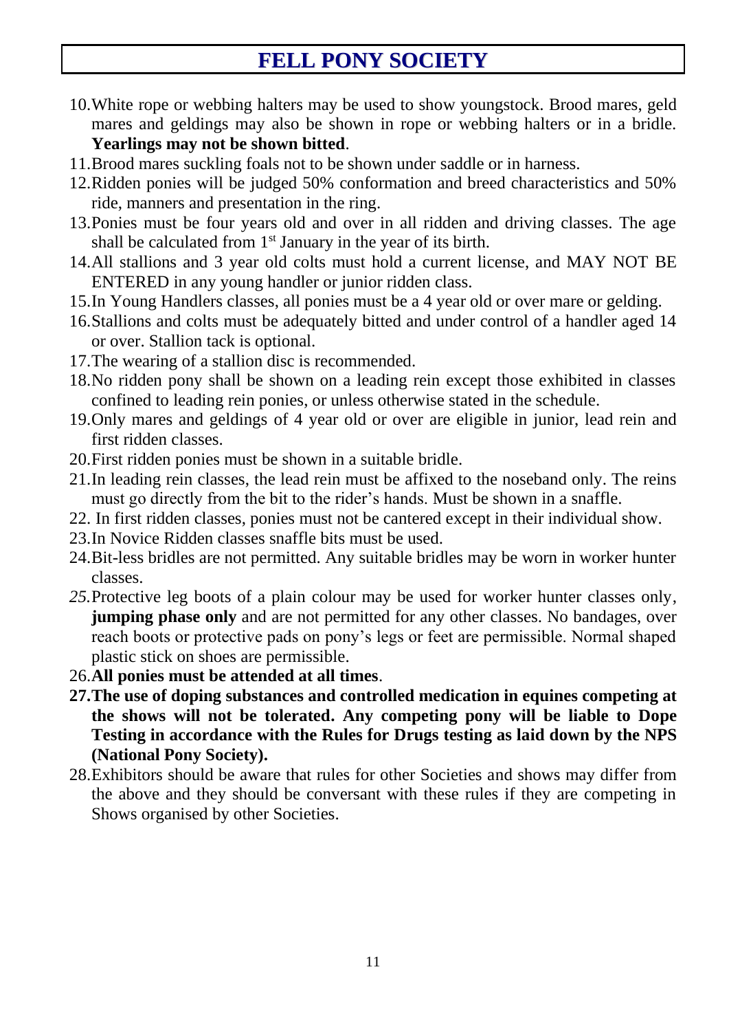# FELL PONY SOCIETY

10. White rope or webbing halters may be used to show youngstock. Brood mares, geld mares and geldings may also be shown in rope or webbing halters or in a bridle. **Yearlings may not be shown bitted**.
11. Brood mares suckling foals not to be shown under saddle or in harness.
12. Ridden ponies will be judged 50% conformation and breed characteristics and 50% ride, manners and presentation in the ring.
13. Ponies must be four years old and over in all ridden and driving classes. The age shall be calculated from 1st January in the year of its birth.
14. All stallions and 3 year old colts must hold a current license, and MAY NOT BE ENTERED in any young handler or junior ridden class.
15. In Young Handlers classes, all ponies must be a 4 year old or over mare or gelding.
16. Stallions and colts must be adequately bitted and under control of a handler aged 14 or over. Stallion tack is optional.
17. The wearing of a stallion disc is recommended.
18. No ridden pony shall be shown on a leading rein except those exhibited in classes confined to leading rein ponies, or unless otherwise stated in the schedule.
19. Only mares and geldings of 4 year old or over are eligible in junior, lead rein and first ridden classes.
20. First ridden ponies must be shown in a suitable bridle.
21. In leading rein classes, the lead rein must be affixed to the noseband only. The reins must go directly from the bit to the rider's hands. Must be shown in a snaffle.
22. In first ridden classes, ponies must not be cantered except in their individual show.
23. In Novice Ridden classes snaffle bits must be used.
24. Bit-less bridles are not permitted. Any suitable bridles may be worn in worker hunter classes.
25. Protective leg boots of a plain colour may be used for worker hunter classes only, **jumping phase only** and are not permitted for any other classes. No bandages, over reach boots or protective pads on pony's legs or feet are permissible. Normal shaped plastic stick on shoes are permissible.
26. **All ponies must be attended at all times**.
27. **The use of doping substances and controlled medication in equines competing at the shows will not be tolerated. Any competing pony will be liable to Dope Testing in accordance with the Rules for Drugs testing as laid down by the NPS (National Pony Society).**
28. Exhibitors should be aware that rules for other Societies and shows may differ from the above and they should be conversant with these rules if they are competing in Shows organised by other Societies.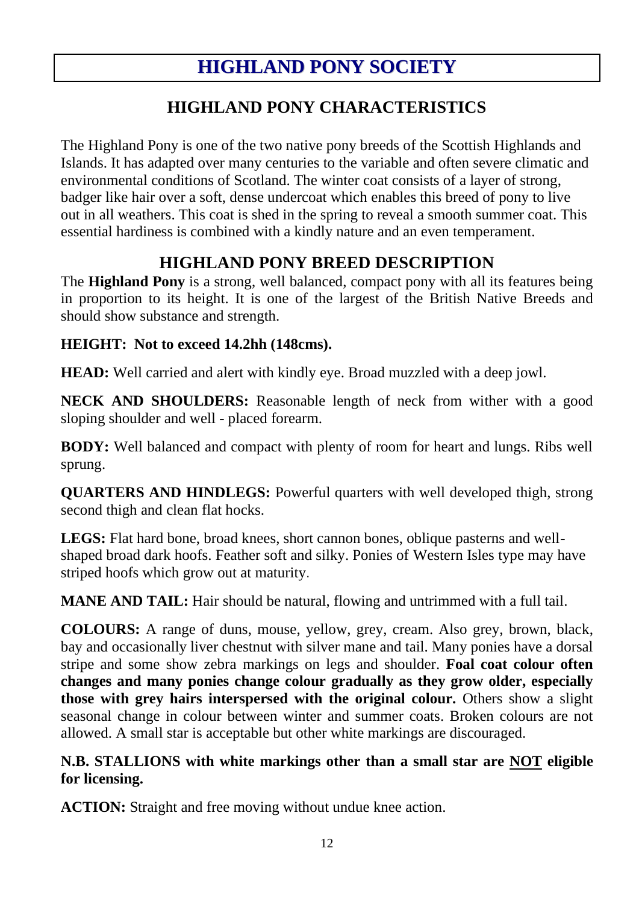# HIGHLAND PONY SOCIETY

## HIGHLAND PONY CHARACTERISTICS

The Highland Pony is one of the two native pony breeds of the Scottish Highlands and Islands. It has adapted over many centuries to the variable and often severe climatic and environmental conditions of Scotland. The winter coat consists of a layer of strong, badger like hair over a soft, dense undercoat which enables this breed of pony to live out in all weathers. This coat is shed in the spring to reveal a smooth summer coat. This essential hardiness is combined with a kindly nature and an even temperament.

## HIGHLAND PONY BREED DESCRIPTION

The **Highland Pony** is a strong, well balanced, compact pony with all its features being in proportion to its height. It is one of the largest of the British Native Breeds and should show substance and strength.

**HEIGHT: Not to exceed 14.2hh (148cms).**

**HEAD:** Well carried and alert with kindly eye. Broad muzzled with a deep jowl.

**NECK AND SHOULDERS:** Reasonable length of neck from wither with a good sloping shoulder and well - placed forearm.

**BODY:** Well balanced and compact with plenty of room for heart and lungs. Ribs well sprung.

**QUARTERS AND HINDLEGS:** Powerful quarters with well developed thigh, strong second thigh and clean flat hocks.

**LEGS:** Flat hard bone, broad knees, short cannon bones, oblique pasterns and well-shaped broad dark hoofs. Feather soft and silky. Ponies of Western Isles type may have striped hoofs which grow out at maturity.

**MANE AND TAIL:** Hair should be natural, flowing and untrimmed with a full tail.

**COLOURS:** A range of duns, mouse, yellow, grey, cream. Also grey, brown, black, bay and occasionally liver chestnut with silver mane and tail. Many ponies have a dorsal stripe and some show zebra markings on legs and shoulder. **Foal coat colour often changes and many ponies change colour gradually as they grow older, especially those with grey hairs interspersed with the original colour.** Others show a slight seasonal change in colour between winter and summer coats. Broken colours are not allowed. A small star is acceptable but other white markings are discouraged.

**N.B. STALLIONS with white markings other than a small star are <u>NOT</u> eligible for licensing.**

**ACTION:** Straight and free moving without undue knee action.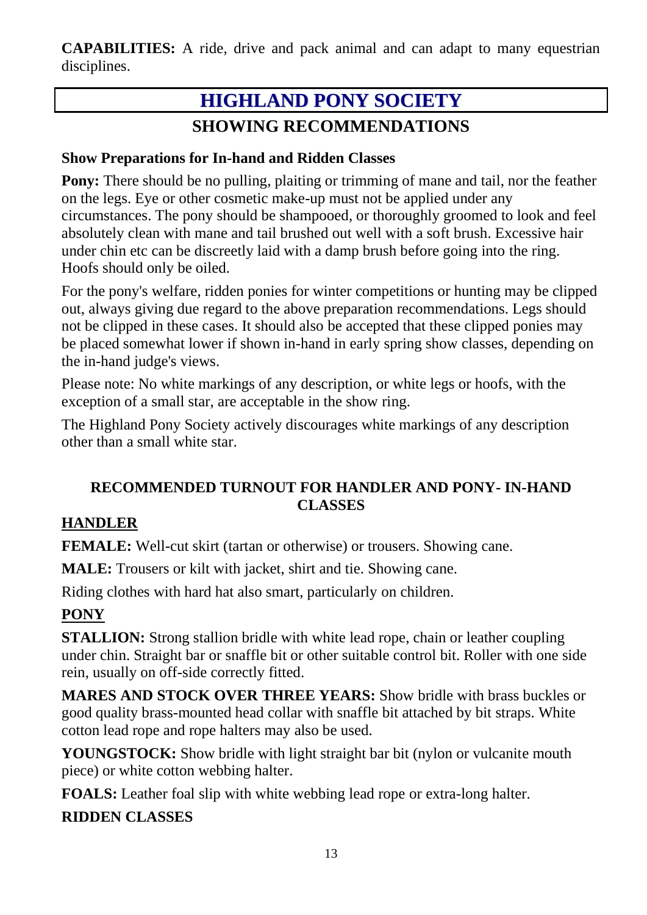**CAPABILITIES:** A ride, drive and pack animal and can adapt to many equestrian disciplines.

# HIGHLAND PONY SOCIETY

## SHOWING RECOMMENDATIONS

### Show Preparations for In-hand and Ridden Classes

**Pony:** There should be no pulling, plaiting or trimming of mane and tail, nor the feather on the legs. Eye or other cosmetic make-up must not be applied under any circumstances. The pony should be shampooed, or thoroughly groomed to look and feel absolutely clean with mane and tail brushed out well with a soft brush. Excessive hair under chin etc can be discreetly laid with a damp brush before going into the ring. Hoofs should only be oiled.

For the pony's welfare, ridden ponies for winter competitions or hunting may be clipped out, always giving due regard to the above preparation recommendations. Legs should not be clipped in these cases. It should also be accepted that these clipped ponies may be placed somewhat lower if shown in-hand in early spring show classes, depending on the in-hand judge's views.

Please note: No white markings of any description, or white legs or hoofs, with the exception of a small star, are acceptable in the show ring.

The Highland Pony Society actively discourages white markings of any description other than a small white star.

### RECOMMENDED TURNOUT FOR HANDLER AND PONY- IN-HAND CLASSES

#### HANDLER

**FEMALE:** Well-cut skirt (tartan or otherwise) or trousers. Showing cane.

**MALE:** Trousers or kilt with jacket, shirt and tie. Showing cane.

Riding clothes with hard hat also smart, particularly on children.

#### PONY

**STALLION:** Strong stallion bridle with white lead rope, chain or leather coupling under chin. Straight bar or snaffle bit or other suitable control bit. Roller with one side rein, usually on off-side correctly fitted.

**MARES AND STOCK OVER THREE YEARS:** Show bridle with brass buckles or good quality brass-mounted head collar with snaffle bit attached by bit straps. White cotton lead rope and rope halters may also be used.

**YOUNGSTOCK:** Show bridle with light straight bar bit (nylon or vulcanite mouth piece) or white cotton webbing halter.

**FOALS:** Leather foal slip with white webbing lead rope or extra-long halter.

**RIDDEN CLASSES**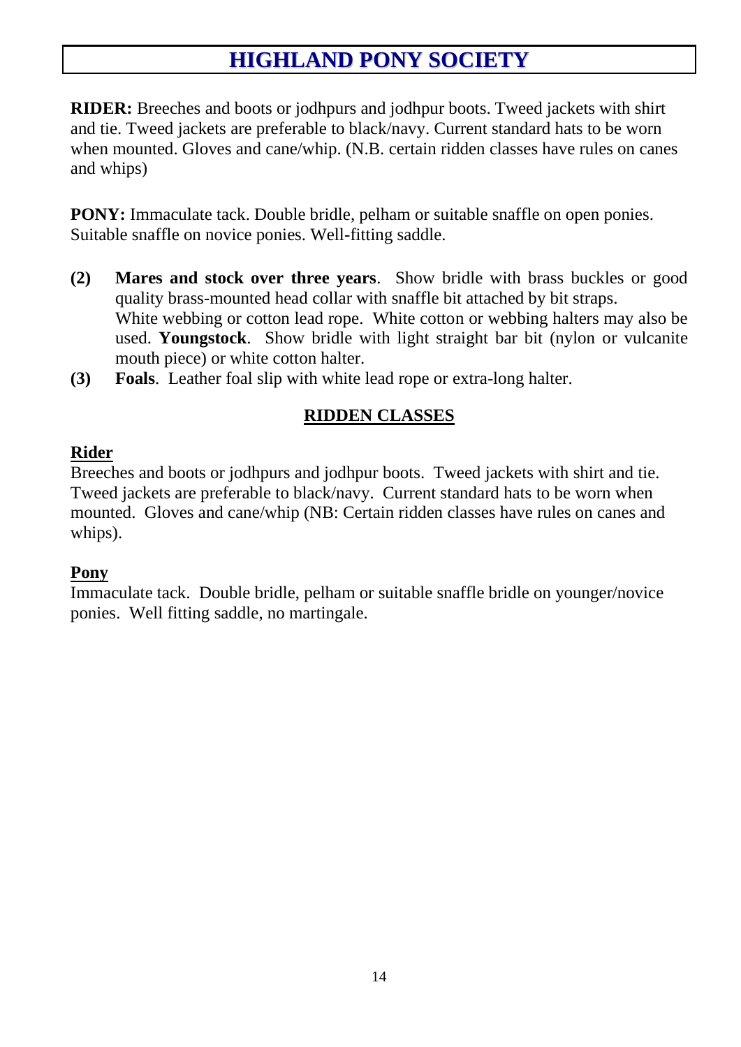# HIGHLAND PONY SOCIETY

**RIDER:** Breeches and boots or jodhpurs and jodhpur boots. Tweed jackets with shirt and tie. Tweed jackets are preferable to black/navy. Current standard hats to be worn when mounted. Gloves and cane/whip. (N.B. certain ridden classes have rules on canes and whips)

**PONY:** Immaculate tack. Double bridle, pelham or suitable snaffle on open ponies. Suitable snaffle on novice ponies. Well-fitting saddle.

**(2)** **Mares and stock over three years**. Show bridle with brass buckles or good quality brass-mounted head collar with snaffle bit attached by bit straps. White webbing or cotton lead rope. White cotton or webbing halters may also be used. **Youngstock**. Show bridle with light straight bar bit (nylon or vulcanite mouth piece) or white cotton halter.

**(3)** **Foals**. Leather foal slip with white lead rope or extra-long halter.

## RIDDEN CLASSES

### Rider

Breeches and boots or jodhpurs and jodhpur boots. Tweed jackets with shirt and tie. Tweed jackets are preferable to black/navy. Current standard hats to be worn when mounted. Gloves and cane/whip (NB: Certain ridden classes have rules on canes and whips).

### Pony

Immaculate tack. Double bridle, pelham or suitable snaffle bridle on younger/novice ponies. Well fitting saddle, no martingale.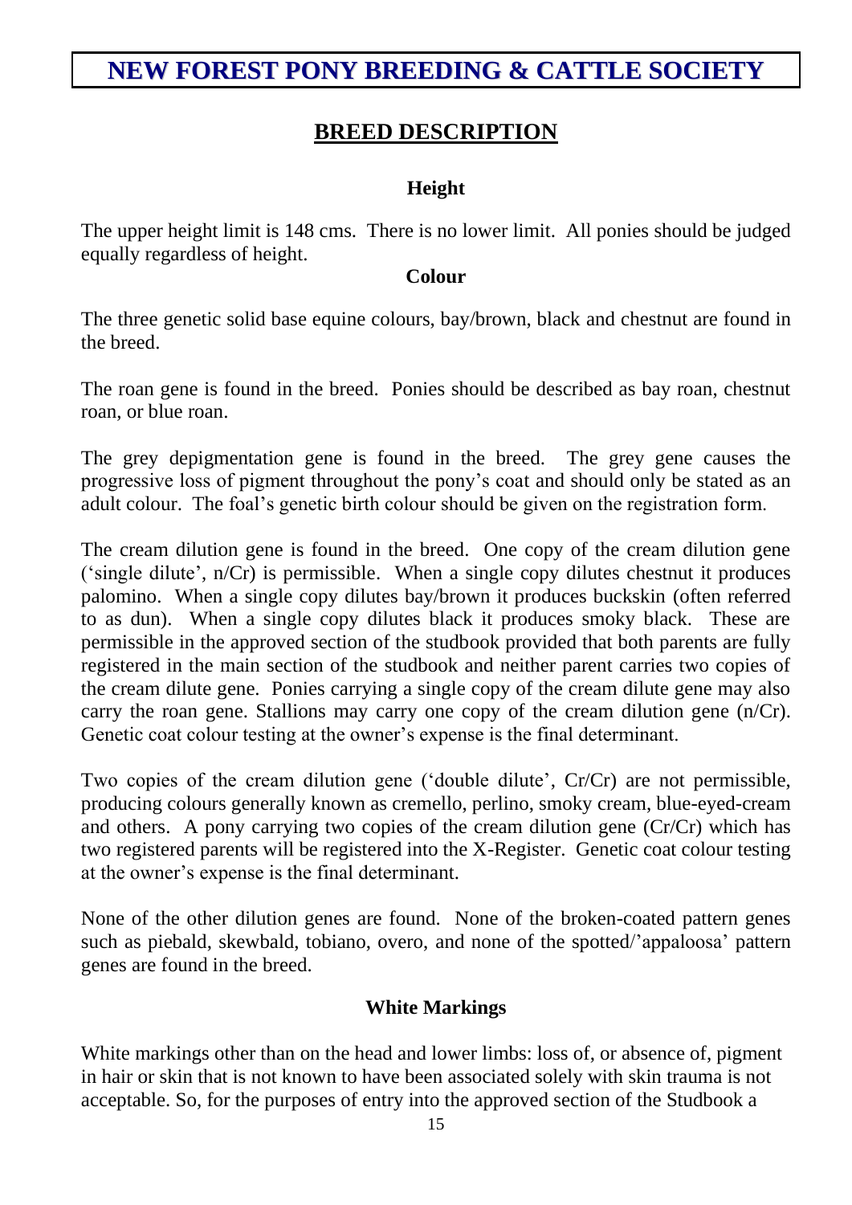# NEW FOREST PONY BREEDING & CATTLE SOCIETY

## BREED DESCRIPTION

### Height

The upper height limit is 148 cms. There is no lower limit. All ponies should be judged equally regardless of height.

### Colour

The three genetic solid base equine colours, bay/brown, black and chestnut are found in the breed.

The roan gene is found in the breed. Ponies should be described as bay roan, chestnut roan, or blue roan.

The grey depigmentation gene is found in the breed. The grey gene causes the progressive loss of pigment throughout the pony's coat and should only be stated as an adult colour. The foal's genetic birth colour should be given on the registration form.

The cream dilution gene is found in the breed. One copy of the cream dilution gene ('single dilute', n/Cr) is permissible. When a single copy dilutes chestnut it produces palomino. When a single copy dilutes bay/brown it produces buckskin (often referred to as dun). When a single copy dilutes black it produces smoky black. These are permissible in the approved section of the studbook provided that both parents are fully registered in the main section of the studbook and neither parent carries two copies of the cream dilute gene. Ponies carrying a single copy of the cream dilute gene may also carry the roan gene. Stallions may carry one copy of the cream dilution gene (n/Cr). Genetic coat colour testing at the owner's expense is the final determinant.

Two copies of the cream dilution gene ('double dilute', Cr/Cr) are not permissible, producing colours generally known as cremello, perlino, smoky cream, blue-eyed-cream and others. A pony carrying two copies of the cream dilution gene (Cr/Cr) which has two registered parents will be registered into the X-Register. Genetic coat colour testing at the owner's expense is the final determinant.

None of the other dilution genes are found. None of the broken-coated pattern genes such as piebald, skewbald, tobiano, overo, and none of the spotted/'appaloosa' pattern genes are found in the breed.

### White Markings

White markings other than on the head and lower limbs: loss of, or absence of, pigment in hair or skin that is not known to have been associated solely with skin trauma is not acceptable. So, for the purposes of entry into the approved section of the Studbook a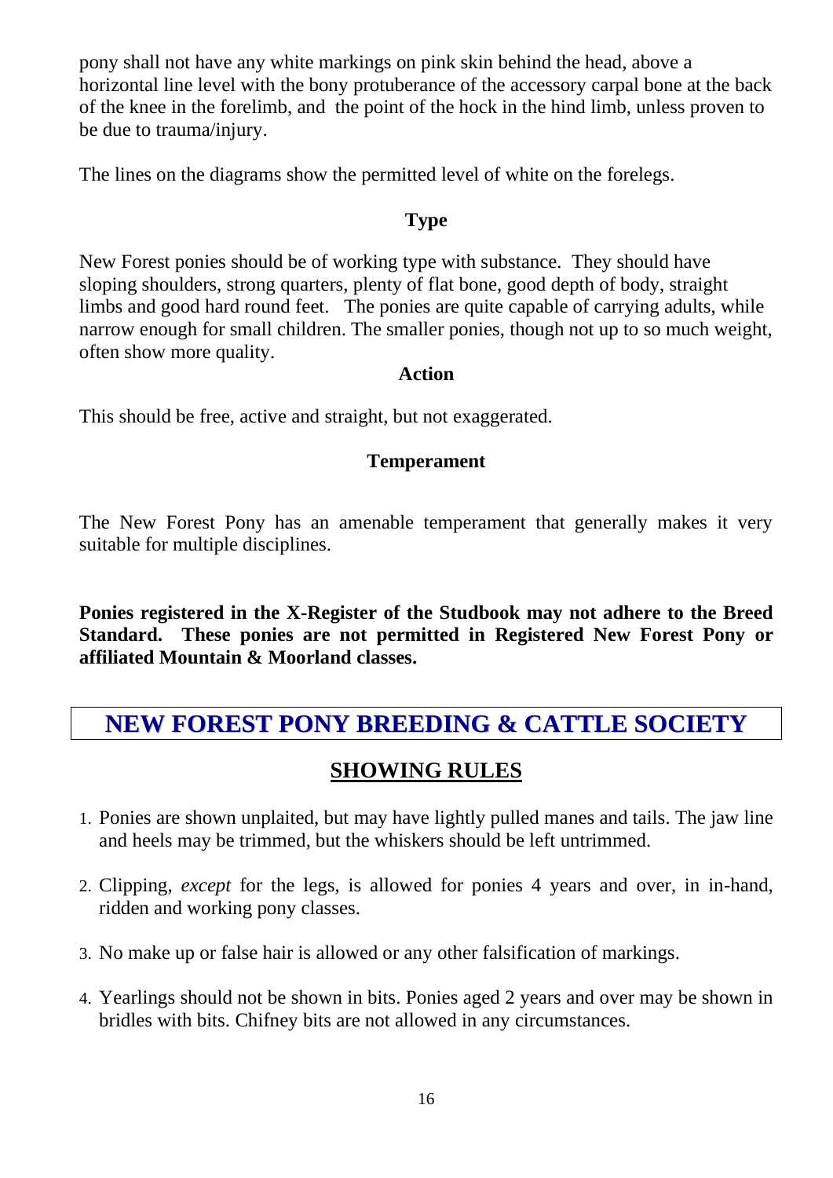pony shall not have any white markings on pink skin behind the head, above a horizontal line level with the bony protuberance of the accessory carpal bone at the back of the knee in the forelimb, and the point of the hock in the hind limb, unless proven to be due to trauma/injury.

The lines on the diagrams show the permitted level of white on the forelegs.

### Type

New Forest ponies should be of working type with substance. They should have sloping shoulders, strong quarters, plenty of flat bone, good depth of body, straight limbs and good hard round feet. The ponies are quite capable of carrying adults, while narrow enough for small children. The smaller ponies, though not up to so much weight, often show more quality.

### Action

This should be free, active and straight, but not exaggerated.

### Temperament

The New Forest Pony has an amenable temperament that generally makes it very suitable for multiple disciplines.

**Ponies registered in the X-Register of the Studbook may not adhere to the Breed Standard. These ponies are not permitted in Registered New Forest Pony or affiliated Mountain & Moorland classes.**

## NEW FOREST PONY BREEDING & CATTLE SOCIETY

## SHOWING RULES

1. Ponies are shown unplaited, but may have lightly pulled manes and tails. The jaw line and heels may be trimmed, but the whiskers should be left untrimmed.
2. Clipping, *except* for the legs, is allowed for ponies 4 years and over, in in-hand, ridden and working pony classes.
3. No make up or false hair is allowed or any other falsification of markings.
4. Yearlings should not be shown in bits. Ponies aged 2 years and over may be shown in bridles with bits. Chifney bits are not allowed in any circumstances.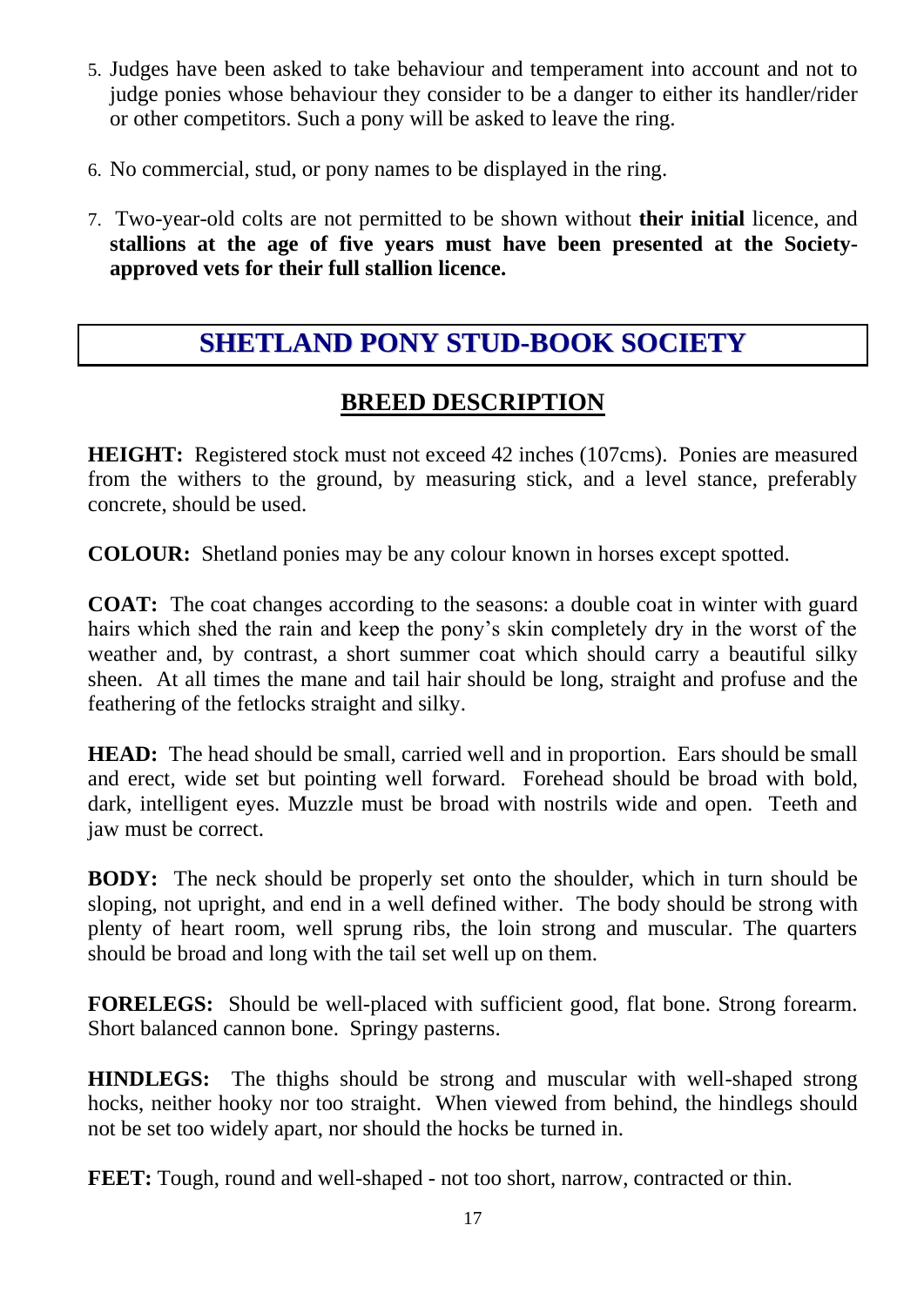5. Judges have been asked to take behaviour and temperament into account and not to judge ponies whose behaviour they consider to be a danger to either its handler/rider or other competitors. Such a pony will be asked to leave the ring.

6. No commercial, stud, or pony names to be displayed in the ring.

7. Two-year-old colts are not permitted to be shown without **their initial** licence, and **stallions at the age of five years must have been presented at the Society-approved vets for their full stallion licence.**

# SHETLAND PONY STUD-BOOK SOCIETY

## BREED DESCRIPTION

**HEIGHT:** Registered stock must not exceed 42 inches (107cms). Ponies are measured from the withers to the ground, by measuring stick, and a level stance, preferably concrete, should be used.

**COLOUR:** Shetland ponies may be any colour known in horses except spotted.

**COAT:** The coat changes according to the seasons: a double coat in winter with guard hairs which shed the rain and keep the pony's skin completely dry in the worst of the weather and, by contrast, a short summer coat which should carry a beautiful silky sheen. At all times the mane and tail hair should be long, straight and profuse and the feathering of the fetlocks straight and silky.

**HEAD:** The head should be small, carried well and in proportion. Ears should be small and erect, wide set but pointing well forward. Forehead should be broad with bold, dark, intelligent eyes. Muzzle must be broad with nostrils wide and open. Teeth and jaw must be correct.

**BODY:** The neck should be properly set onto the shoulder, which in turn should be sloping, not upright, and end in a well defined wither. The body should be strong with plenty of heart room, well sprung ribs, the loin strong and muscular. The quarters should be broad and long with the tail set well up on them.

**FORELEGS:** Should be well-placed with sufficient good, flat bone. Strong forearm. Short balanced cannon bone. Springy pasterns.

**HINDLEGS:** The thighs should be strong and muscular with well-shaped strong hocks, neither hooky nor too straight. When viewed from behind, the hindlegs should not be set too widely apart, nor should the hocks be turned in.

**FEET:** Tough, round and well-shaped - not too short, narrow, contracted or thin.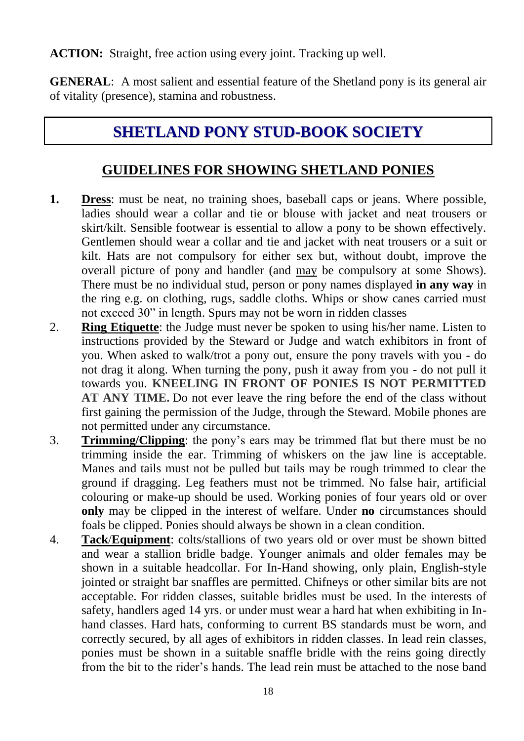**ACTION:** Straight, free action using every joint. Tracking up well.

**GENERAL**: A most salient and essential feature of the Shetland pony is its general air of vitality (presence), stamina and robustness.

# SHETLAND PONY STUD-BOOK SOCIETY

## GUIDELINES FOR SHOWING SHETLAND PONIES

1. **Dress**: must be neat, no training shoes, baseball caps or jeans. Where possible, ladies should wear a collar and tie or blouse with jacket and neat trousers or skirt/kilt. Sensible footwear is essential to allow a pony to be shown effectively. Gentlemen should wear a collar and tie and jacket with neat trousers or a suit or kilt. Hats are not compulsory for either sex but, without doubt, improve the overall picture of pony and handler (and may be compulsory at some Shows). There must be no individual stud, person or pony names displayed **in any way** in the ring e.g. on clothing, rugs, saddle cloths. Whips or show canes carried must not exceed 30" in length. Spurs may not be worn in ridden classes
2. **Ring Etiquette**: the Judge must never be spoken to using his/her name. Listen to instructions provided by the Steward or Judge and watch exhibitors in front of you. When asked to walk/trot a pony out, ensure the pony travels with you - do not drag it along. When turning the pony, push it away from you - do not pull it towards you. **KNEELING IN FRONT OF PONIES IS NOT PERMITTED AT ANY TIME.** Do not ever leave the ring before the end of the class without first gaining the permission of the Judge, through the Steward. Mobile phones are not permitted under any circumstance.
3. **Trimming/Clipping**: the pony's ears may be trimmed flat but there must be no trimming inside the ear. Trimming of whiskers on the jaw line is acceptable. Manes and tails must not be pulled but tails may be rough trimmed to clear the ground if dragging. Leg feathers must not be trimmed. No false hair, artificial colouring or make-up should be used. Working ponies of four years old or over **only** may be clipped in the interest of welfare. Under **no** circumstances should foals be clipped. Ponies should always be shown in a clean condition.
4. **Tack/Equipment**: colts/stallions of two years old or over must be shown bitted and wear a stallion bridle badge. Younger animals and older females may be shown in a suitable headcollar. For In-Hand showing, only plain, English-style jointed or straight bar snaffles are permitted. Chifneys or other similar bits are not acceptable. For ridden classes, suitable bridles must be used. In the interests of safety, handlers aged 14 yrs. or under must wear a hard hat when exhibiting in In-hand classes. Hard hats, conforming to current BS standards must be worn, and correctly secured, by all ages of exhibitors in ridden classes. In lead rein classes, ponies must be shown in a suitable snaffle bridle with the reins going directly from the bit to the rider's hands. The lead rein must be attached to the nose band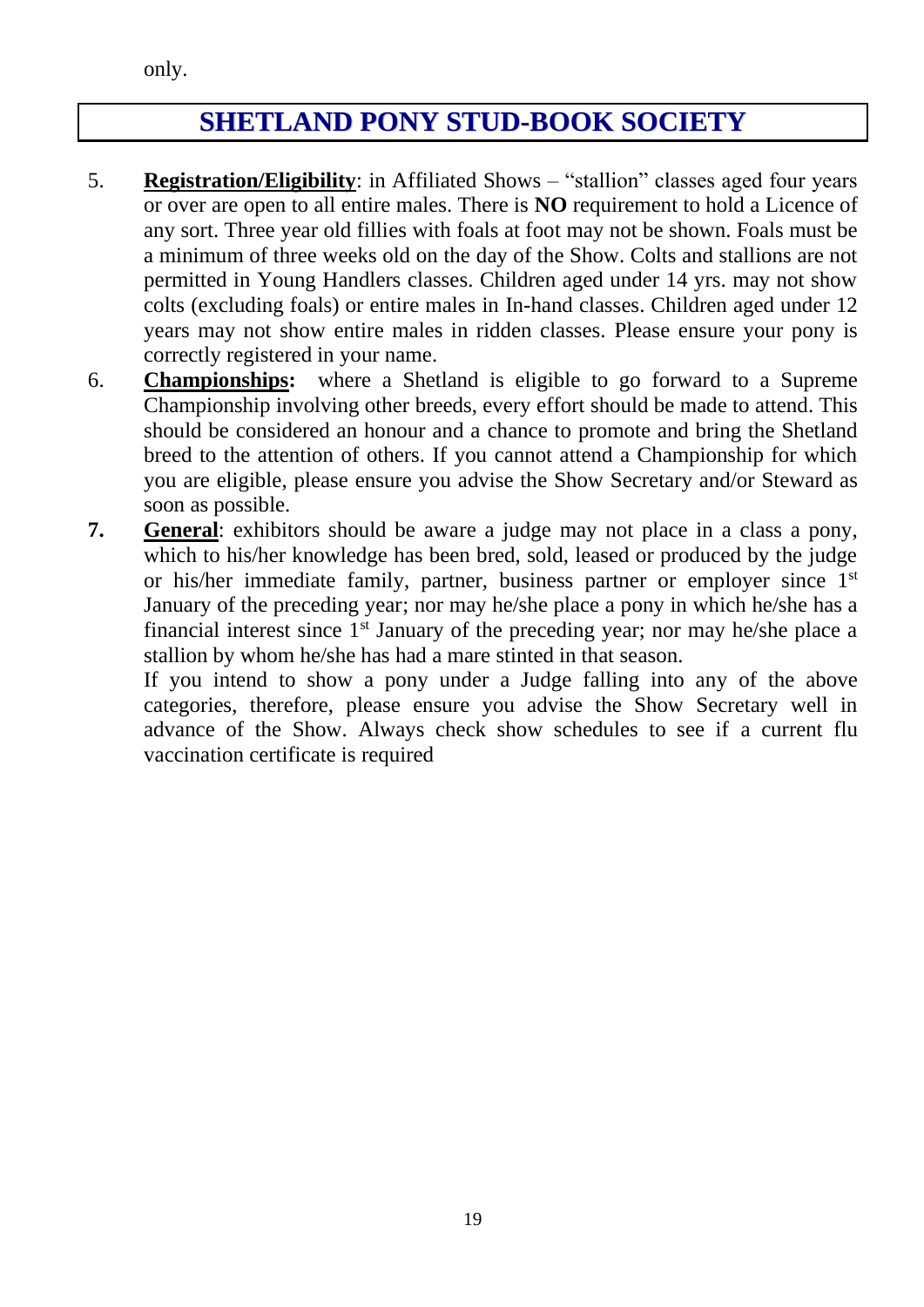only.

## SHETLAND PONY STUD-BOOK SOCIETY

5. **Registration/Eligibility**: in Affiliated Shows – "stallion" classes aged four years or over are open to all entire males. There is **NO** requirement to hold a Licence of any sort. Three year old fillies with foals at foot may not be shown. Foals must be a minimum of three weeks old on the day of the Show. Colts and stallions are not permitted in Young Handlers classes. Children aged under 14 yrs. may not show colts (excluding foals) or entire males in In-hand classes. Children aged under 12 years may not show entire males in ridden classes. Please ensure your pony is correctly registered in your name.
6. **Championships:** where a Shetland is eligible to go forward to a Supreme Championship involving other breeds, every effort should be made to attend. This should be considered an honour and a chance to promote and bring the Shetland breed to the attention of others. If you cannot attend a Championship for which you are eligible, please ensure you advise the Show Secretary and/or Steward as soon as possible.
7. **General**: exhibitors should be aware a judge may not place in a class a pony, which to his/her knowledge has been bred, sold, leased or produced by the judge or his/her immediate family, partner, business partner or employer since 1st January of the preceding year; nor may he/she place a pony in which he/she has a financial interest since 1st January of the preceding year; nor may he/she place a stallion by whom he/she has had a mare stinted in that season.

   If you intend to show a pony under a Judge falling into any of the above categories, therefore, please ensure you advise the Show Secretary well in advance of the Show. Always check show schedules to see if a current flu vaccination certificate is required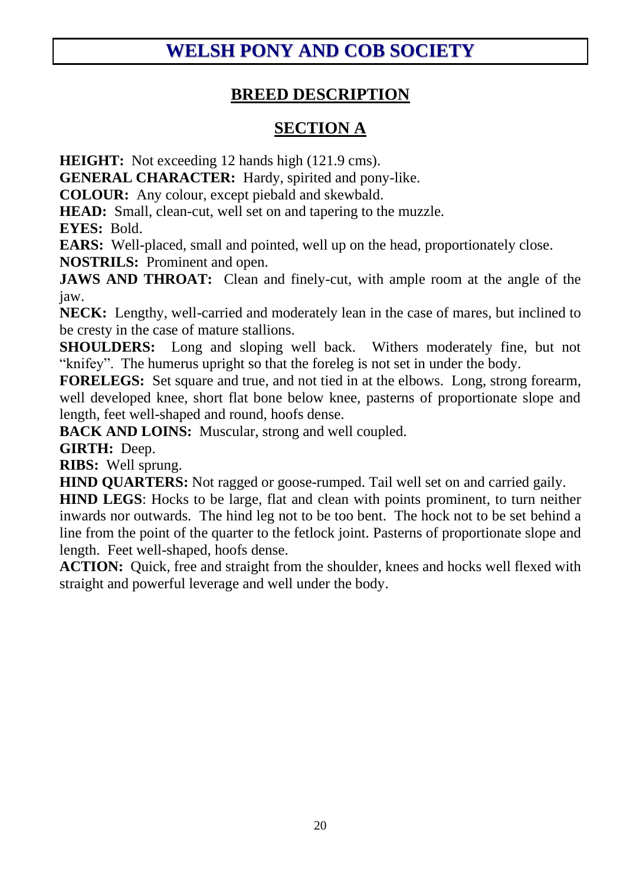# WELSH PONY AND COB SOCIETY

## BREED DESCRIPTION

## SECTION A

**HEIGHT:** Not exceeding 12 hands high (121.9 cms).

**GENERAL CHARACTER:** Hardy, spirited and pony-like.

**COLOUR:** Any colour, except piebald and skewbald.

**HEAD:** Small, clean-cut, well set on and tapering to the muzzle.

**EYES:** Bold.

**EARS:** Well-placed, small and pointed, well up on the head, proportionately close.

**NOSTRILS:** Prominent and open.

**JAWS AND THROAT:** Clean and finely-cut, with ample room at the angle of the jaw.

**NECK:** Lengthy, well-carried and moderately lean in the case of mares, but inclined to be cresty in the case of mature stallions.

**SHOULDERS:** Long and sloping well back. Withers moderately fine, but not "knifey". The humerus upright so that the foreleg is not set in under the body.

**FORELEGS:** Set square and true, and not tied in at the elbows. Long, strong forearm, well developed knee, short flat bone below knee, pasterns of proportionate slope and length, feet well-shaped and round, hoofs dense.

**BACK AND LOINS:** Muscular, strong and well coupled.

**GIRTH:** Deep.

**RIBS:** Well sprung.

**HIND QUARTERS:** Not ragged or goose-rumped. Tail well set on and carried gaily.

**HIND LEGS**: Hocks to be large, flat and clean with points prominent, to turn neither inwards nor outwards. The hind leg not to be too bent. The hock not to be set behind a line from the point of the quarter to the fetlock joint. Pasterns of proportionate slope and length. Feet well-shaped, hoofs dense.

**ACTION:** Quick, free and straight from the shoulder, knees and hocks well flexed with straight and powerful leverage and well under the body.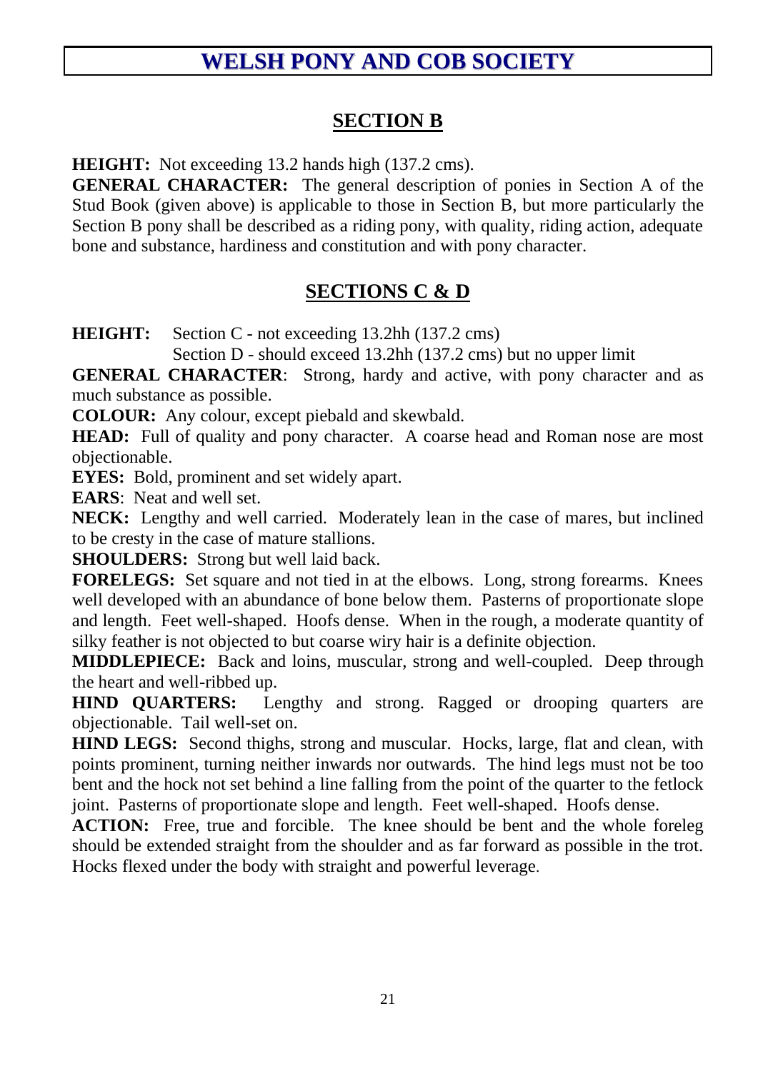# WELSH PONY AND COB SOCIETY

## SECTION B

**HEIGHT:** Not exceeding 13.2 hands high (137.2 cms).

**GENERAL CHARACTER:** The general description of ponies in Section A of the Stud Book (given above) is applicable to those in Section B, but more particularly the Section B pony shall be described as a riding pony, with quality, riding action, adequate bone and substance, hardiness and constitution and with pony character.

## SECTIONS C & D

**HEIGHT:** Section C - not exceeding 13.2hh (137.2 cms)
Section D - should exceed 13.2hh (137.2 cms) but no upper limit

**GENERAL CHARACTER**: Strong, hardy and active, with pony character and as much substance as possible.

**COLOUR:** Any colour, except piebald and skewbald.

**HEAD:** Full of quality and pony character. A coarse head and Roman nose are most objectionable.

**EYES:** Bold, prominent and set widely apart.

**EARS**: Neat and well set.

**NECK:** Lengthy and well carried. Moderately lean in the case of mares, but inclined to be cresty in the case of mature stallions.

**SHOULDERS:** Strong but well laid back.

**FORELEGS:** Set square and not tied in at the elbows. Long, strong forearms. Knees well developed with an abundance of bone below them. Pasterns of proportionate slope and length. Feet well-shaped. Hoofs dense. When in the rough, a moderate quantity of silky feather is not objected to but coarse wiry hair is a definite objection.

**MIDDLEPIECE:** Back and loins, muscular, strong and well-coupled. Deep through the heart and well-ribbed up.

**HIND QUARTERS:** Lengthy and strong. Ragged or drooping quarters are objectionable. Tail well-set on.

**HIND LEGS:** Second thighs, strong and muscular. Hocks, large, flat and clean, with points prominent, turning neither inwards nor outwards. The hind legs must not be too bent and the hock not set behind a line falling from the point of the quarter to the fetlock joint. Pasterns of proportionate slope and length. Feet well-shaped. Hoofs dense.

**ACTION:** Free, true and forcible. The knee should be bent and the whole foreleg should be extended straight from the shoulder and as far forward as possible in the trot. Hocks flexed under the body with straight and powerful leverage.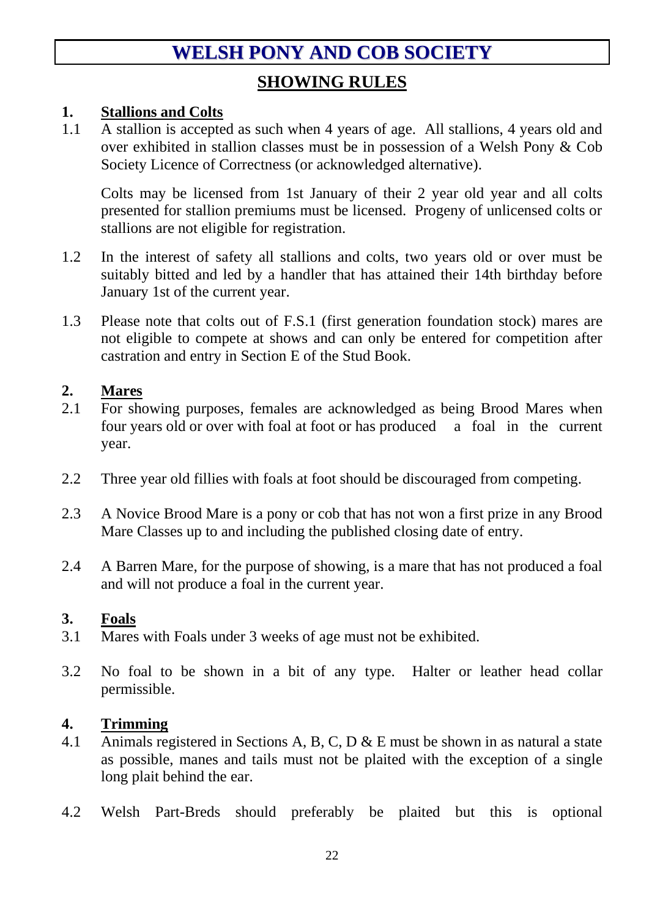# WELSH PONY AND COB SOCIETY

## SHOWING RULES

### 1. Stallions and Colts

1.1 A stallion is accepted as such when 4 years of age. All stallions, 4 years old and over exhibited in stallion classes must be in possession of a Welsh Pony & Cob Society Licence of Correctness (or acknowledged alternative).

Colts may be licensed from 1st January of their 2 year old year and all colts presented for stallion premiums must be licensed. Progeny of unlicensed colts or stallions are not eligible for registration.

1.2 In the interest of safety all stallions and colts, two years old or over must be suitably bitted and led by a handler that has attained their 14th birthday before January 1st of the current year.

1.3 Please note that colts out of F.S.1 (first generation foundation stock) mares are not eligible to compete at shows and can only be entered for competition after castration and entry in Section E of the Stud Book.

### 2. Mares

2.1 For showing purposes, females are acknowledged as being Brood Mares when four years old or over with foal at foot or has produced a foal in the current year.

2.2 Three year old fillies with foals at foot should be discouraged from competing.

2.3 A Novice Brood Mare is a pony or cob that has not won a first prize in any Brood Mare Classes up to and including the published closing date of entry.

2.4 A Barren Mare, for the purpose of showing, is a mare that has not produced a foal and will not produce a foal in the current year.

### 3. Foals

3.1 Mares with Foals under 3 weeks of age must not be exhibited.

3.2 No foal to be shown in a bit of any type. Halter or leather head collar permissible.

### 4. Trimming

4.1 Animals registered in Sections A, B, C, D & E must be shown in as natural a state as possible, manes and tails must not be plaited with the exception of a single long plait behind the ear.

4.2 Welsh Part-Breds should preferably be plaited but this is optional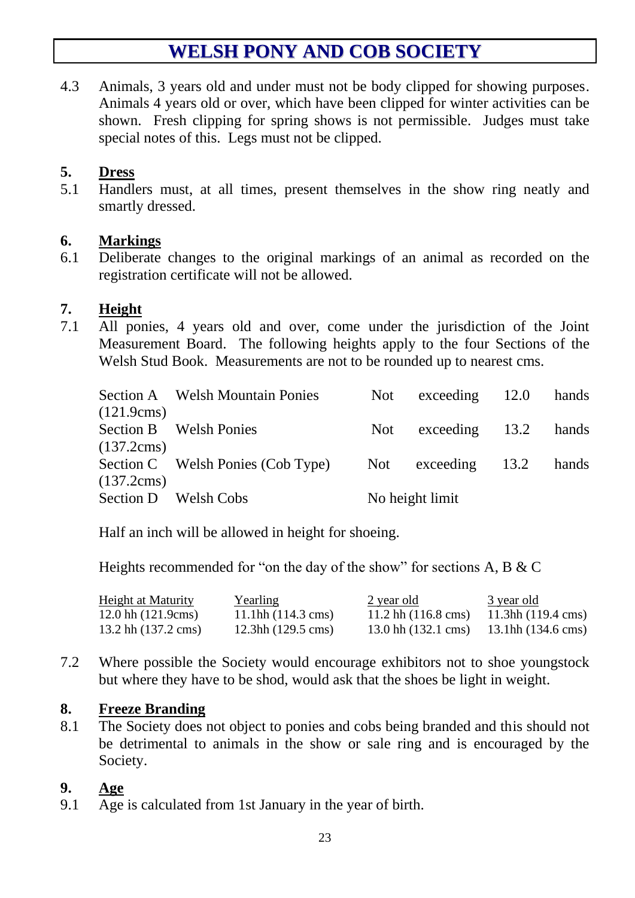4.3 Animals, 3 years old and under must not be body clipped for showing purposes. Animals 4 years old or over, which have been clipped for winter activities can be shown. Fresh clipping for spring shows is not permissible. Judges must take special notes of this. Legs must not be clipped.

## 5. Dress

5.1 Handlers must, at all times, present themselves in the show ring neatly and smartly dressed.

## 6. Markings

6.1 Deliberate changes to the original markings of an animal as recorded on the registration certificate will not be allowed.

## 7. Height

7.1 All ponies, 4 years old and over, come under the jurisdiction of the Joint Measurement Board. The following heights apply to the four Sections of the Welsh Stud Book. Measurements are not to be rounded up to nearest cms.

| | | |
|---|---|---|
| Section A | Welsh Mountain Ponies | Not exceeding 12.0 hands (121.9cms) |
| Section B | Welsh Ponies | Not exceeding 13.2 hands (137.2cms) |
| Section C | Welsh Ponies (Cob Type) | Not exceeding 13.2 hands (137.2cms) |
| Section D | Welsh Cobs | No height limit |

Half an inch will be allowed in height for shoeing.

Heights recommended for "on the day of the show" for sections A, B & C

| Height at Maturity | Yearling | 2 year old | 3 year old |
|---|---|---|---|
| 12.0 hh (121.9cms) | 11.1hh (114.3 cms) | 11.2 hh (116.8 cms) | 11.3hh (119.4 cms) |
| 13.2 hh (137.2 cms) | 12.3hh (129.5 cms) | 13.0 hh (132.1 cms) | 13.1hh (134.6 cms) |

7.2 Where possible the Society would encourage exhibitors not to shoe youngstock but where they have to be shod, would ask that the shoes be light in weight.

## 8. Freeze Branding

8.1 The Society does not object to ponies and cobs being branded and this should not be detrimental to animals in the show or sale ring and is encouraged by the Society.

## 9. Age

9.1 Age is calculated from 1st January in the year of birth.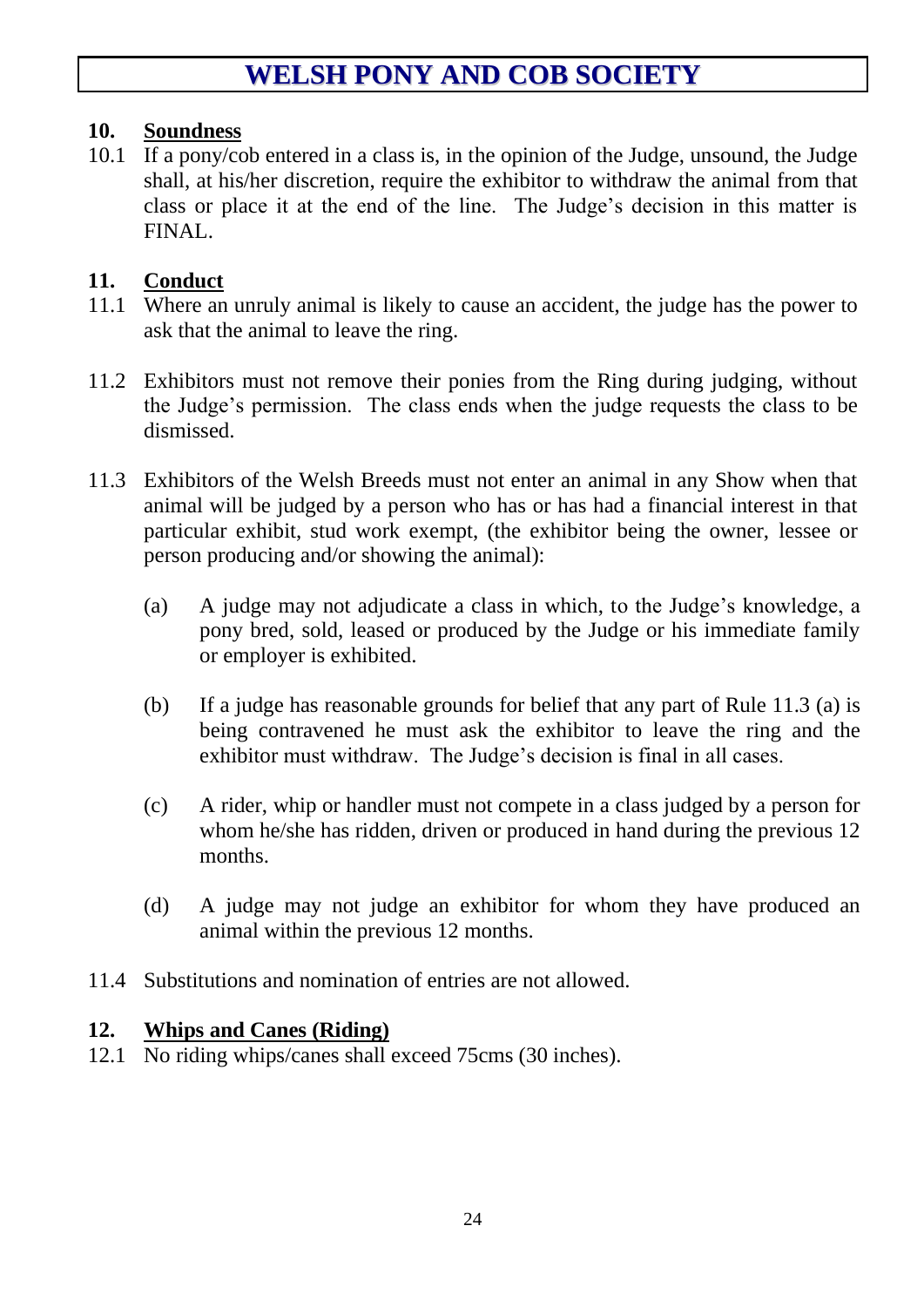## 10. Soundness

10.1 If a pony/cob entered in a class is, in the opinion of the Judge, unsound, the Judge shall, at his/her discretion, require the exhibitor to withdraw the animal from that class or place it at the end of the line. The Judge's decision in this matter is FINAL.

## 11. Conduct

11.1 Where an unruly animal is likely to cause an accident, the judge has the power to ask that the animal to leave the ring.

11.2 Exhibitors must not remove their ponies from the Ring during judging, without the Judge's permission. The class ends when the judge requests the class to be dismissed.

11.3 Exhibitors of the Welsh Breeds must not enter an animal in any Show when that animal will be judged by a person who has or has had a financial interest in that particular exhibit, stud work exempt, (the exhibitor being the owner, lessee or person producing and/or showing the animal):

(a) A judge may not adjudicate a class in which, to the Judge's knowledge, a pony bred, sold, leased or produced by the Judge or his immediate family or employer is exhibited.

(b) If a judge has reasonable grounds for belief that any part of Rule 11.3 (a) is being contravened he must ask the exhibitor to leave the ring and the exhibitor must withdraw. The Judge's decision is final in all cases.

(c) A rider, whip or handler must not compete in a class judged by a person for whom he/she has ridden, driven or produced in hand during the previous 12 months.

(d) A judge may not judge an exhibitor for whom they have produced an animal within the previous 12 months.

11.4 Substitutions and nomination of entries are not allowed.

## 12. Whips and Canes (Riding)

12.1 No riding whips/canes shall exceed 75cms (30 inches).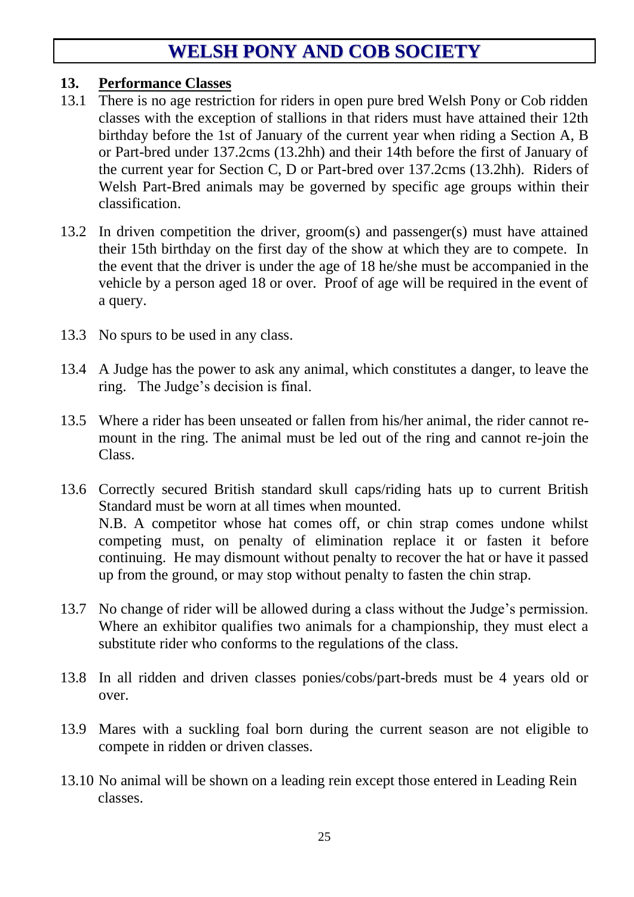# WELSH PONY AND COB SOCIETY

## 13. Performance Classes

13.1 There is no age restriction for riders in open pure bred Welsh Pony or Cob ridden classes with the exception of stallions in that riders must have attained their 12th birthday before the 1st of January of the current year when riding a Section A, B or Part-bred under 137.2cms (13.2hh) and their 14th before the first of January of the current year for Section C, D or Part-bred over 137.2cms (13.2hh). Riders of Welsh Part-Bred animals may be governed by specific age groups within their classification.

13.2 In driven competition the driver, groom(s) and passenger(s) must have attained their 15th birthday on the first day of the show at which they are to compete. In the event that the driver is under the age of 18 he/she must be accompanied in the vehicle by a person aged 18 or over. Proof of age will be required in the event of a query.

13.3 No spurs to be used in any class.

13.4 A Judge has the power to ask any animal, which constitutes a danger, to leave the ring. The Judge's decision is final.

13.5 Where a rider has been unseated or fallen from his/her animal, the rider cannot re-mount in the ring. The animal must be led out of the ring and cannot re-join the Class.

13.6 Correctly secured British standard skull caps/riding hats up to current British Standard must be worn at all times when mounted.
N.B. A competitor whose hat comes off, or chin strap comes undone whilst competing must, on penalty of elimination replace it or fasten it before continuing. He may dismount without penalty to recover the hat or have it passed up from the ground, or may stop without penalty to fasten the chin strap.

13.7 No change of rider will be allowed during a class without the Judge's permission. Where an exhibitor qualifies two animals for a championship, they must elect a substitute rider who conforms to the regulations of the class.

13.8 In all ridden and driven classes ponies/cobs/part-breds must be 4 years old or over.

13.9 Mares with a suckling foal born during the current season are not eligible to compete in ridden or driven classes.

13.10 No animal will be shown on a leading rein except those entered in Leading Rein classes.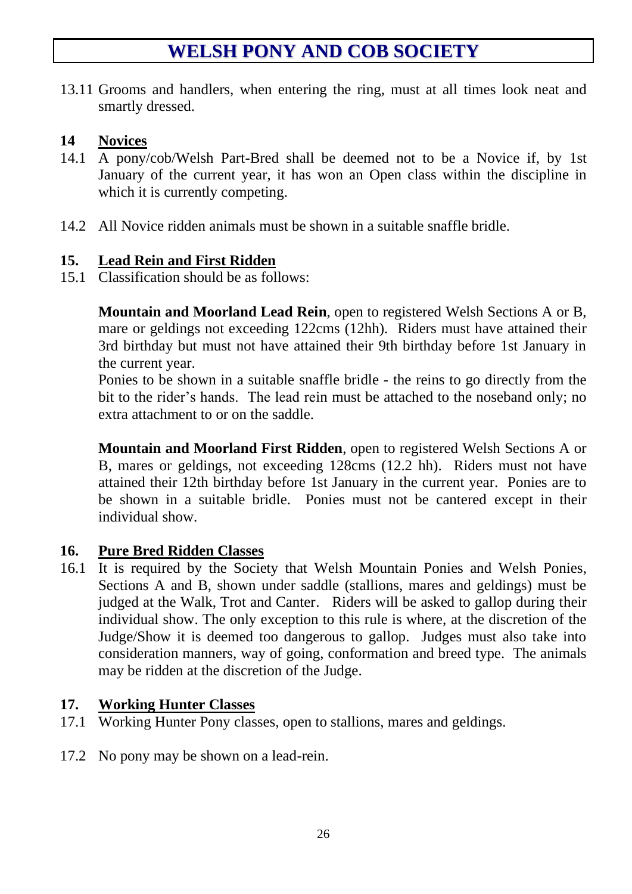13.11 Grooms and handlers, when entering the ring, must at all times look neat and smartly dressed.

## 14 Novices

14.1 A pony/cob/Welsh Part-Bred shall be deemed not to be a Novice if, by 1st January of the current year, it has won an Open class within the discipline in which it is currently competing.

14.2 All Novice ridden animals must be shown in a suitable snaffle bridle.

## 15. Lead Rein and First Ridden

15.1 Classification should be as follows:

**Mountain and Moorland Lead Rein**, open to registered Welsh Sections A or B, mare or geldings not exceeding 122cms (12hh). Riders must have attained their 3rd birthday but must not have attained their 9th birthday before 1st January in the current year.
Ponies to be shown in a suitable snaffle bridle - the reins to go directly from the bit to the rider's hands. The lead rein must be attached to the noseband only; no extra attachment to or on the saddle.

**Mountain and Moorland First Ridden**, open to registered Welsh Sections A or B, mares or geldings, not exceeding 128cms (12.2 hh). Riders must not have attained their 12th birthday before 1st January in the current year. Ponies are to be shown in a suitable bridle. Ponies must not be cantered except in their individual show.

## 16. Pure Bred Ridden Classes

16.1 It is required by the Society that Welsh Mountain Ponies and Welsh Ponies, Sections A and B, shown under saddle (stallions, mares and geldings) must be judged at the Walk, Trot and Canter. Riders will be asked to gallop during their individual show. The only exception to this rule is where, at the discretion of the Judge/Show it is deemed too dangerous to gallop. Judges must also take into consideration manners, way of going, conformation and breed type. The animals may be ridden at the discretion of the Judge.

## 17. Working Hunter Classes

17.1 Working Hunter Pony classes, open to stallions, mares and geldings.

17.2 No pony may be shown on a lead-rein.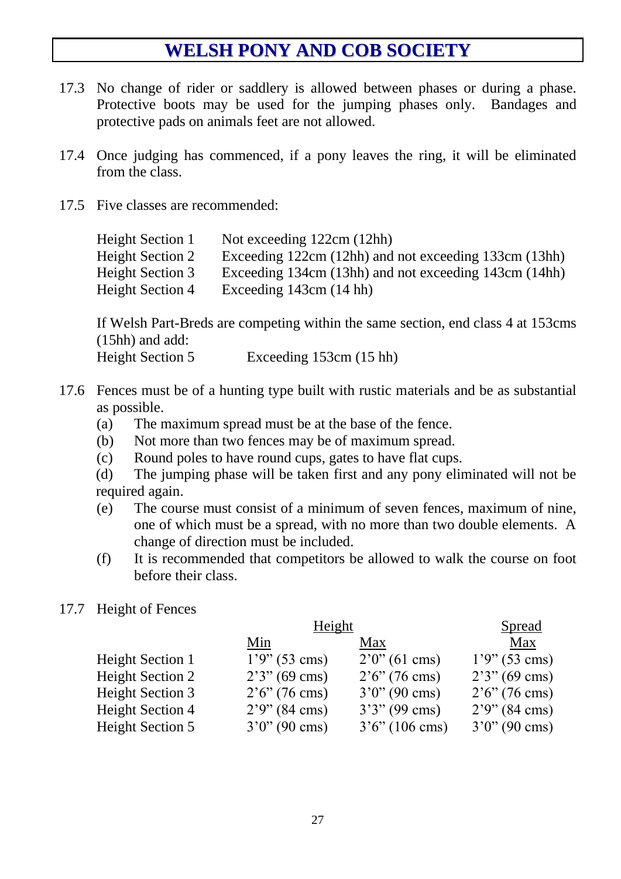17.3 No change of rider or saddlery is allowed between phases or during a phase. Protective boots may be used for the jumping phases only. Bandages and protective pads on animals feet are not allowed.

17.4 Once judging has commenced, if a pony leaves the ring, it will be eliminated from the class.

17.5 Five classes are recommended:

| | |
|---|---|
| Height Section 1 | Not exceeding 122cm (12hh) |
| Height Section 2 | Exceeding 122cm (12hh) and not exceeding 133cm (13hh) |
| Height Section 3 | Exceeding 134cm (13hh) and not exceeding 143cm (14hh) |
| Height Section 4 | Exceeding 143cm (14 hh) |

If Welsh Part-Breds are competing within the same section, end class 4 at 153cms (15hh) and add:

Height Section 5 Exceeding 153cm (15 hh)

17.6 Fences must be of a hunting type built with rustic materials and be as substantial as possible.

(a) The maximum spread must be at the base of the fence.

(b) Not more than two fences may be of maximum spread.

(c) Round poles to have round cups, gates to have flat cups.

(d) The jumping phase will be taken first and any pony eliminated will not be required again.

(e) The course must consist of a minimum of seven fences, maximum of nine, one of which must be a spread, with no more than two double elements. A change of direction must be included.

(f) It is recommended that competitors be allowed to walk the course on foot before their class.

17.7 Height of Fences

| | Height | | Spread |
|---|---|---|---|
| | Min | Max | Max |
| Height Section 1 | 1'9" (53 cms) | 2'0" (61 cms) | 1'9" (53 cms) |
| Height Section 2 | 2'3" (69 cms) | 2'6" (76 cms) | 2'3" (69 cms) |
| Height Section 3 | 2'6" (76 cms) | 3'0" (90 cms) | 2'6" (76 cms) |
| Height Section 4 | 2'9" (84 cms) | 3'3" (99 cms) | 2'9" (84 cms) |
| Height Section 5 | 3'0" (90 cms) | 3'6" (106 cms) | 3'0" (90 cms) |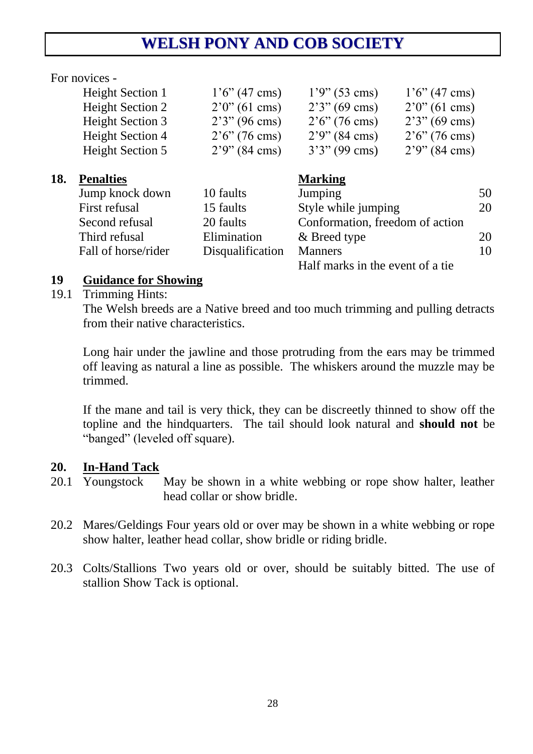# WELSH PONY AND COB SOCIETY

For novices -

| | | | |
|---|---|---|---|
| Height Section 1 | 1'6" (47 cms) | 1'9" (53 cms) | 1'6" (47 cms) |
| Height Section 2 | 2'0" (61 cms) | 2'3" (69 cms) | 2'0" (61 cms) |
| Height Section 3 | 2'3" (96 cms) | 2'6" (76 cms) | 2'3" (69 cms) |
| Height Section 4 | 2'6" (76 cms) | 2'9" (84 cms) | 2'6" (76 cms) |
| Height Section 5 | 2'9" (84 cms) | 3'3" (99 cms) | 2'9" (84 cms) |

## 18. Penalties

| Penalties | |
|---|---|
| Jump knock down | 10 faults |
| First refusal | 15 faults |
| Second refusal | 20 faults |
| Third refusal | Elimination |
| Fall of horse/rider | Disqualification |

**Marking**

| Marking | |
|---|---|
| Jumping | 50 |
| Style while jumping | 20 |
| Conformation, freedom of action & Breed type | 20 |
| Manners | 10 |

Half marks in the event of a tie

## 19 Guidance for Showing

19.1 Trimming Hints:

The Welsh breeds are a Native breed and too much trimming and pulling detracts from their native characteristics.

Long hair under the jawline and those protruding from the ears may be trimmed off leaving as natural a line as possible. The whiskers around the muzzle may be trimmed.

If the mane and tail is very thick, they can be discreetly thinned to show off the topline and the hindquarters. The tail should look natural and **should not** be "banged" (leveled off square).

## 20. In-Hand Tack

20.1 Youngstock May be shown in a white webbing or rope show halter, leather head collar or show bridle.

20.2 Mares/Geldings Four years old or over may be shown in a white webbing or rope show halter, leather head collar, show bridle or riding bridle.

20.3 Colts/Stallions Two years old or over, should be suitably bitted. The use of stallion Show Tack is optional.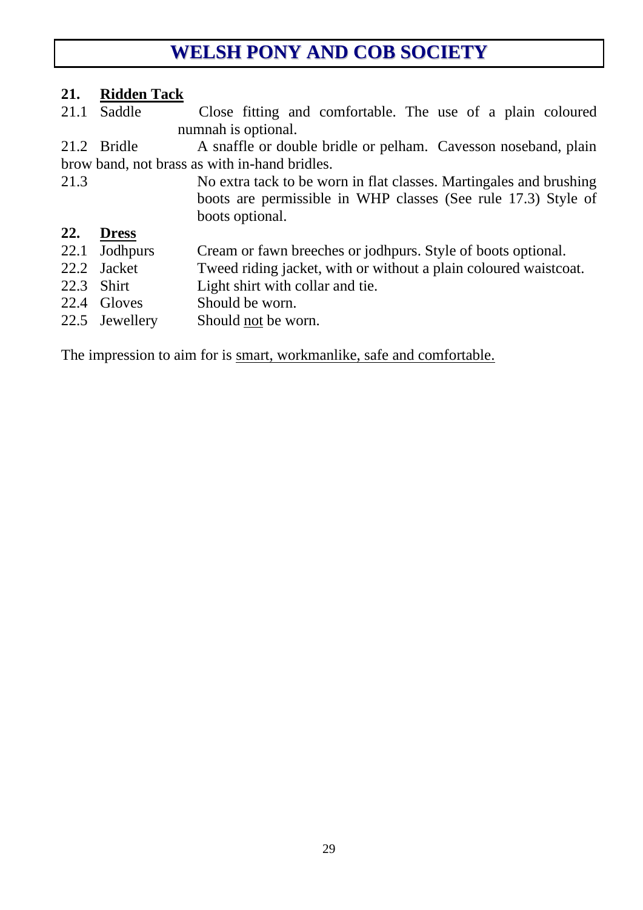# WELSH PONY AND COB SOCIETY

## 21. Ridden Tack

21.1 Saddle — Close fitting and comfortable. The use of a plain coloured numnah is optional.

21.2 Bridle — A snaffle or double bridle or pelham. Cavesson noseband, plain brow band, not brass as with in-hand bridles.

21.3 — No extra tack to be worn in flat classes. Martingales and brushing boots are permissible in WHP classes (See rule 17.3) Style of boots optional.

## 22. Dress

22.1 Jodhpurs — Cream or fawn breeches or jodhpurs. Style of boots optional.

22.2 Jacket — Tweed riding jacket, with or without a plain coloured waistcoat.

22.3 Shirt — Light shirt with collar and tie.

22.4 Gloves — Should be worn.

22.5 Jewellery — Should <u>not</u> be worn.

The impression to aim for is <u>smart, workmanlike, safe and comfortable.</u>